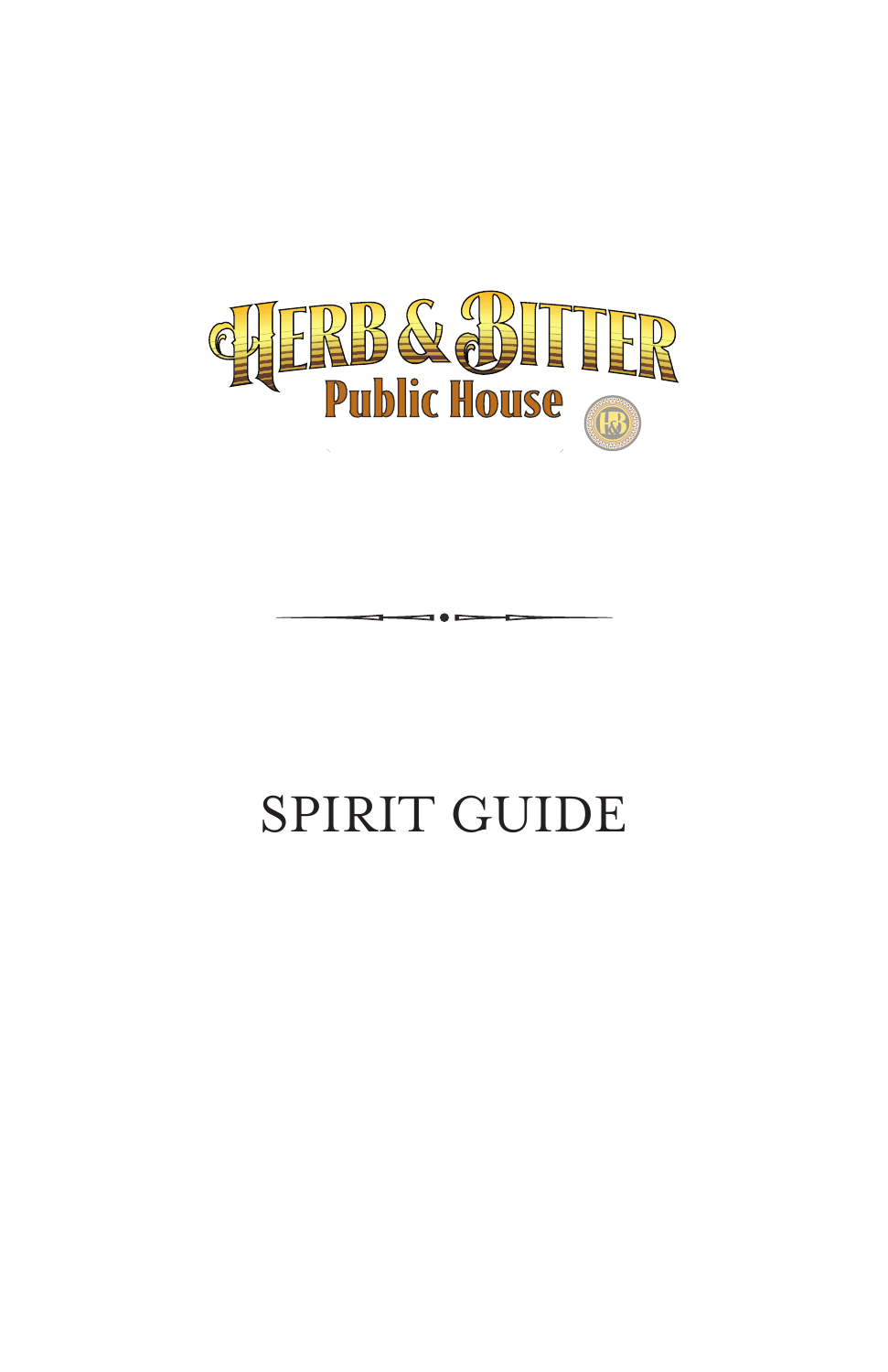# Herb & Bitter

## Public House

# SPIRIT GUIDE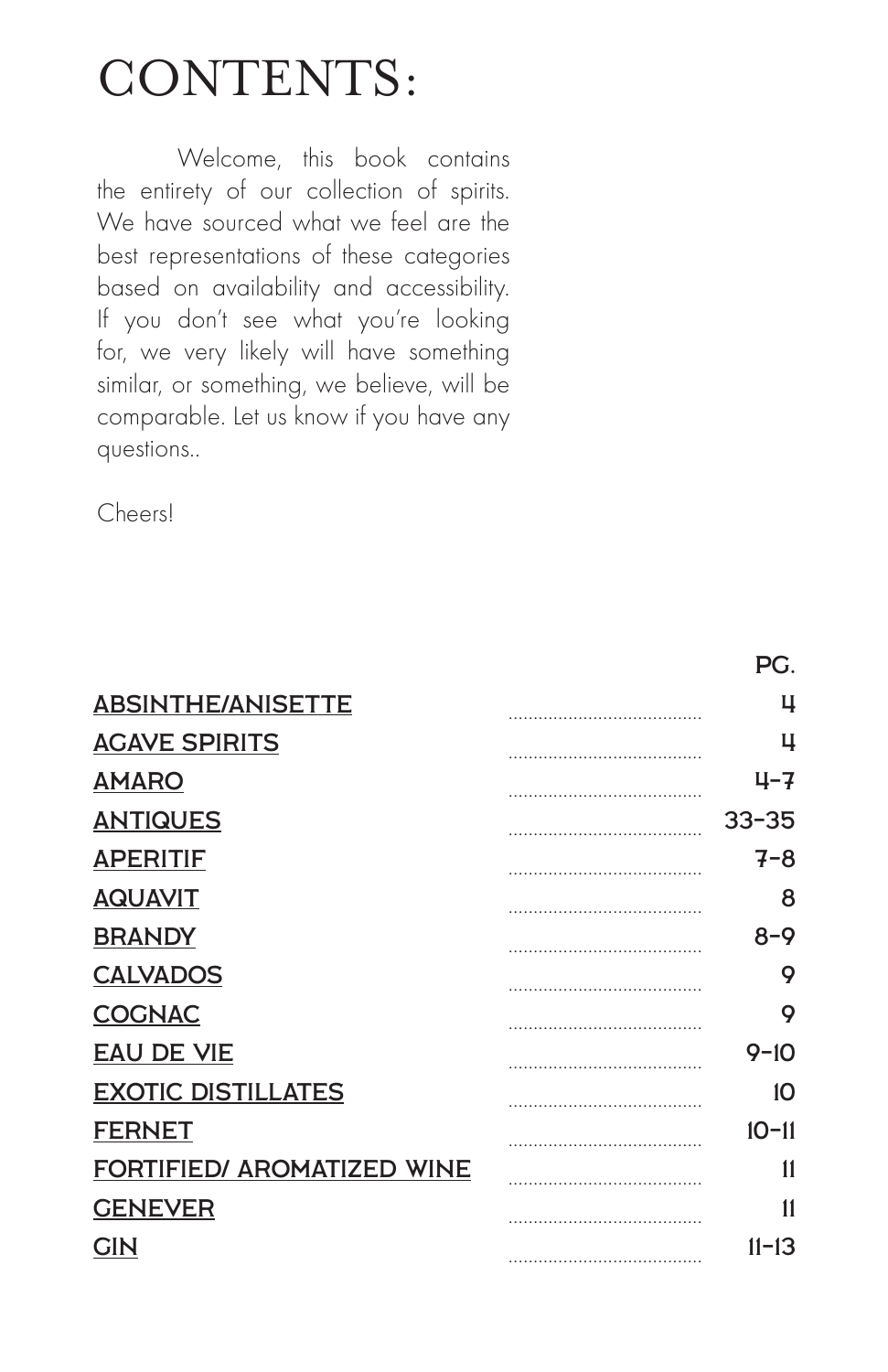# CONTENTS:

Welcome, this book contains the entirety of our collection of spirits. We have sourced what we feel are the best representations of these categories based on availability and accessibility. If you don't see what you're looking for, we very likely will have something similar, or something, we believe, will be comparable. Let us know if you have any questions..

Cheers!

| | PG. |
|---|---|
| ABSINTHE/ANISETTE | 4 |
| AGAVE SPIRITS | 4 |
| AMARO | 4-7 |
| ANTIQUES | 33-35 |
| APERITIF | 7-8 |
| AQUAVIT | 8 |
| BRANDY | 8-9 |
| CALVADOS | 9 |
| COGNAC | 9 |
| EAU DE VIE | 9-10 |
| EXOTIC DISTILLATES | 10 |
| FERNET | 10-11 |
| FORTIFIED/ AROMATIZED WINE | 11 |
| GENEVER | 11 |
| GIN | 11-13 |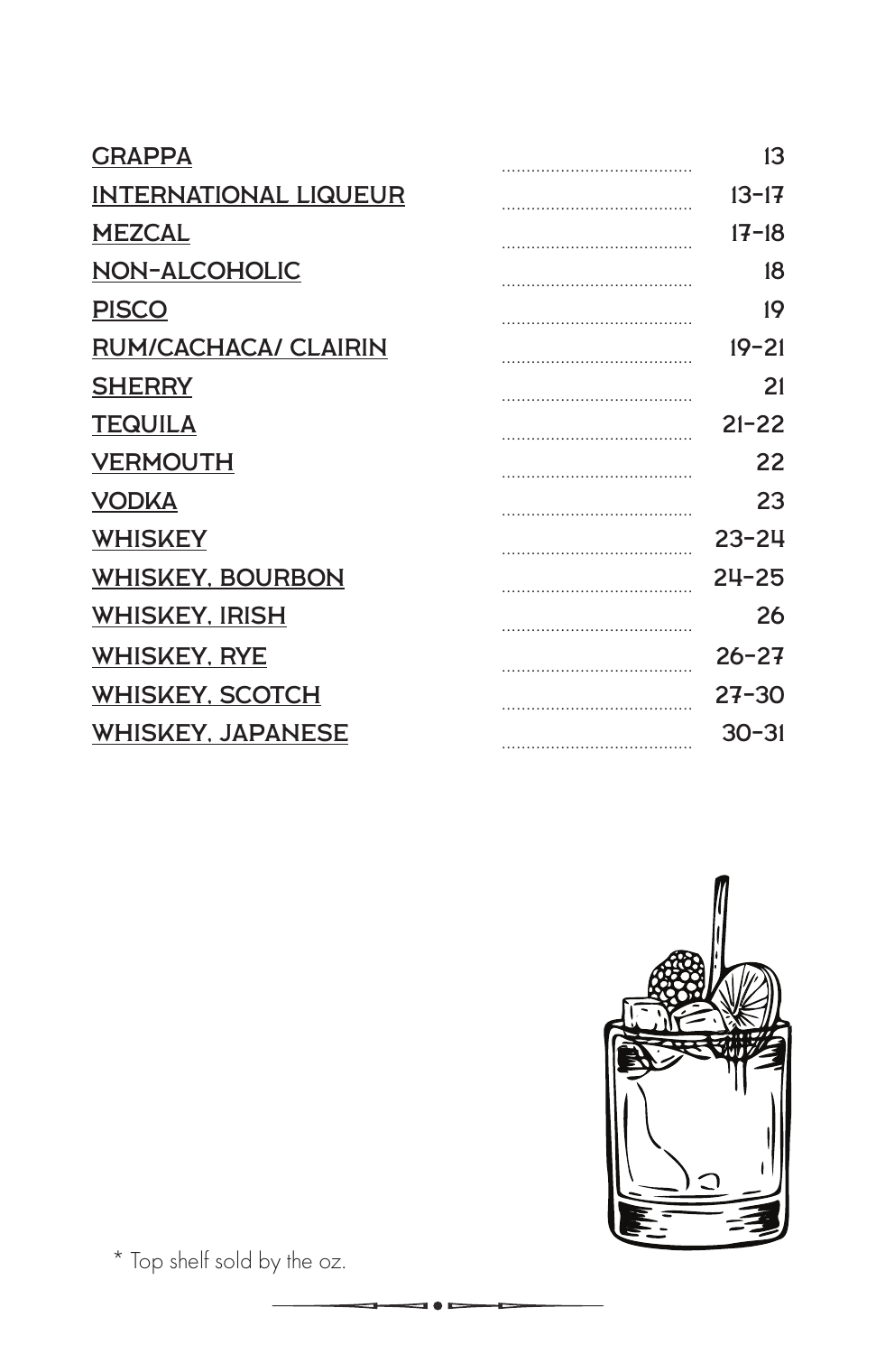| | |
|---|---|
| GRAPPA | 13 |
| INTERNATIONAL LIQUEUR | 13-17 |
| MEZCAL | 17-18 |
| NON-ALCOHOLIC | 18 |
| PISCO | 19 |
| RUM/CACHACA/ CLAIRIN | 19-21 |
| SHERRY | 21 |
| TEQUILA | 21-22 |
| VERMOUTH | 22 |
| VODKA | 23 |
| WHISKEY | 23-24 |
| WHISKEY, BOURBON | 24-25 |
| WHISKEY, IRISH | 26 |
| WHISKEY, RYE | 26-27 |
| WHISKEY, SCOTCH | 27-30 |
| WHISKEY, JAPANESE | 30-31 |

* Top shelf sold by the oz.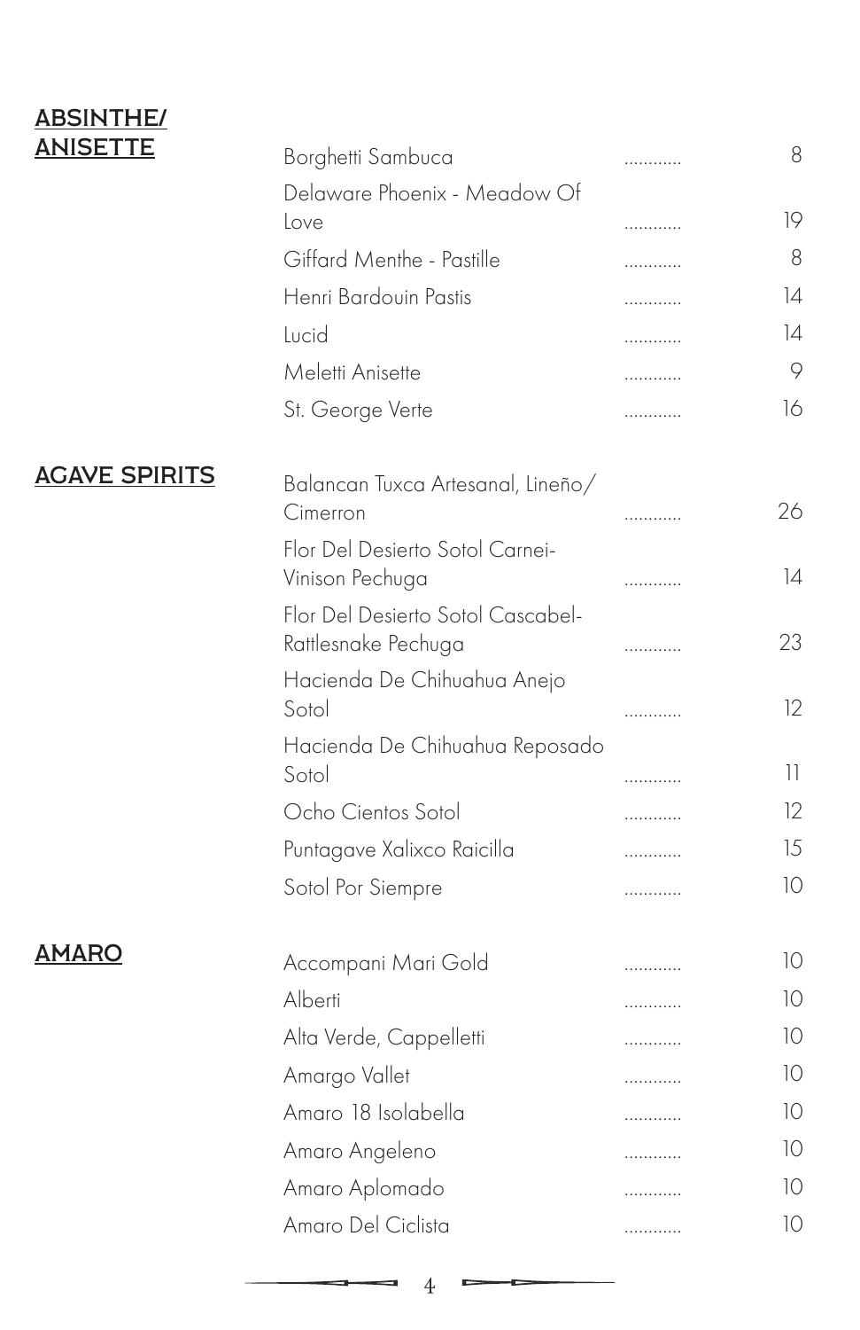## ABSINTHE/ ANISETTE

| Item | Price |
|---|---|
| Borghetti Sambuca | 8 |
| Delaware Phoenix - Meadow Of Love | 19 |
| Giffard Menthe - Pastille | 8 |
| Henri Bardouin Pastis | 14 |
| Lucid | 14 |
| Meletti Anisette | 9 |
| St. George Verte | 16 |

## AGAVE SPIRITS

| Item | Price |
|---|---|
| Balancan Tuxca Artesanal, Lineño/ Cimerron | 26 |
| Flor Del Desierto Sotol Carnei-Vinison Pechuga | 14 |
| Flor Del Desierto Sotol Cascabel-Rattlesnake Pechuga | 23 |
| Hacienda De Chihuahua Anejo Sotol | 12 |
| Hacienda De Chihuahua Reposado Sotol | 11 |
| Ocho Cientos Sotol | 12 |
| Puntagave Xalixco Raicilla | 15 |
| Sotol Por Siempre | 10 |

## AMARO

| Item | Price |
|---|---|
| Accompani Mari Gold | 10 |
| Alberti | 10 |
| Alta Verde, Cappelletti | 10 |
| Amargo Vallet | 10 |
| Amaro 18 Isolabella | 10 |
| Amaro Angeleno | 10 |
| Amaro Aplomado | 10 |
| Amaro Del Ciclista | 10 |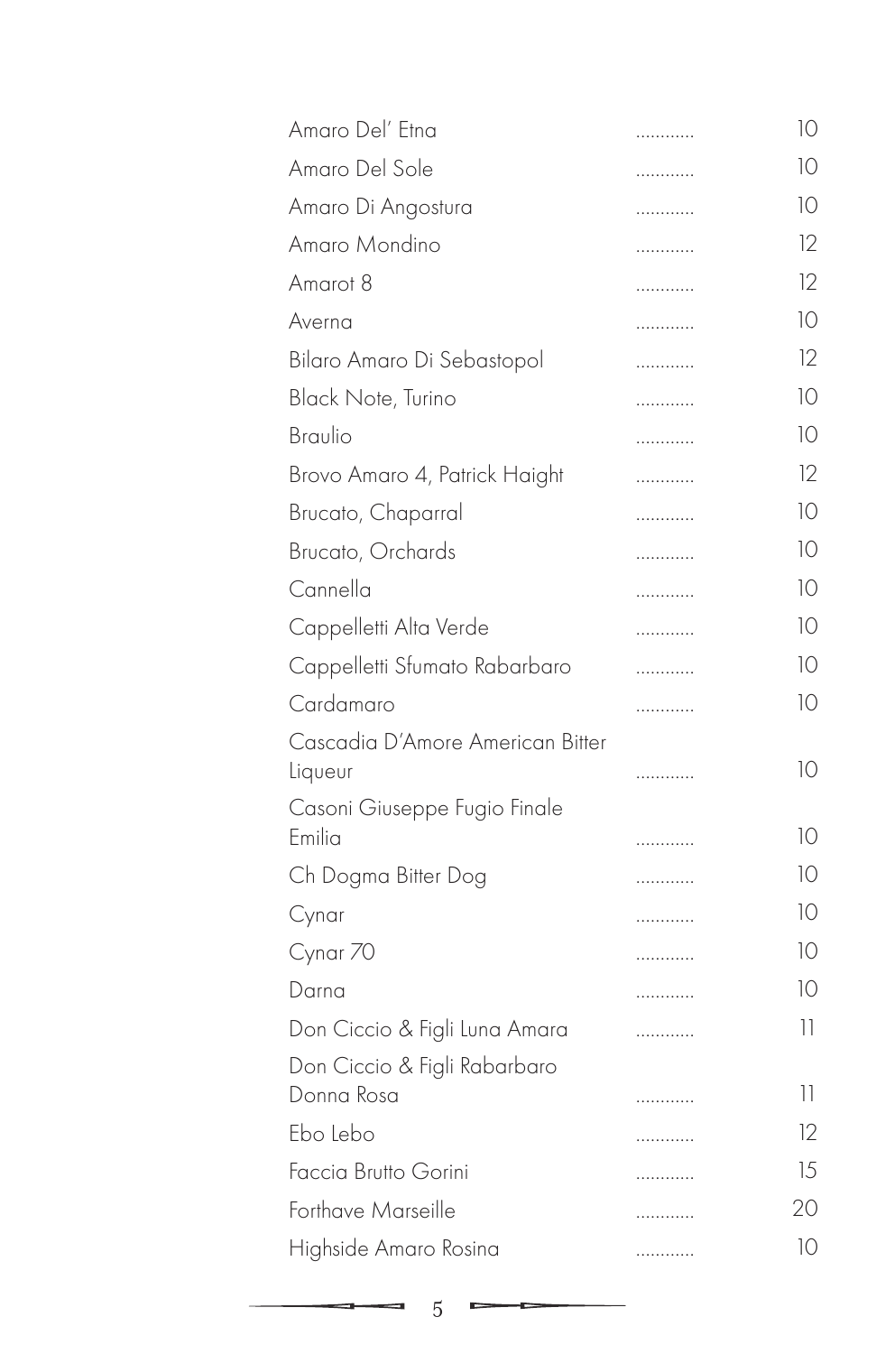| Item | Price |
| --- | --- |
| Amaro Del' Etna | 10 |
| Amaro Del Sole | 10 |
| Amaro Di Angostura | 10 |
| Amaro Mondino | 12 |
| Amarot 8 | 12 |
| Averna | 10 |
| Bilaro Amaro Di Sebastopol | 12 |
| Black Note, Turino | 10 |
| Braulio | 10 |
| Brovo Amaro 4, Patrick Haight | 12 |
| Brucato, Chaparral | 10 |
| Brucato, Orchards | 10 |
| Cannella | 10 |
| Cappelletti Alta Verde | 10 |
| Cappelletti Sfumato Rabarbaro | 10 |
| Cardamaro | 10 |
| Cascadia D'Amore American Bitter Liqueur | 10 |
| Casoni Giuseppe Fugio Finale Emilia | 10 |
| Ch Dogma Bitter Dog | 10 |
| Cynar | 10 |
| Cynar 70 | 10 |
| Darna | 10 |
| Don Ciccio & Figli Luna Amara | 11 |
| Don Ciccio & Figli Rabarbaro Donna Rosa | 11 |
| Ebo Lebo | 12 |
| Faccia Brutto Gorini | 15 |
| Forthave Marseille | 20 |
| Highside Amaro Rosina | 10 |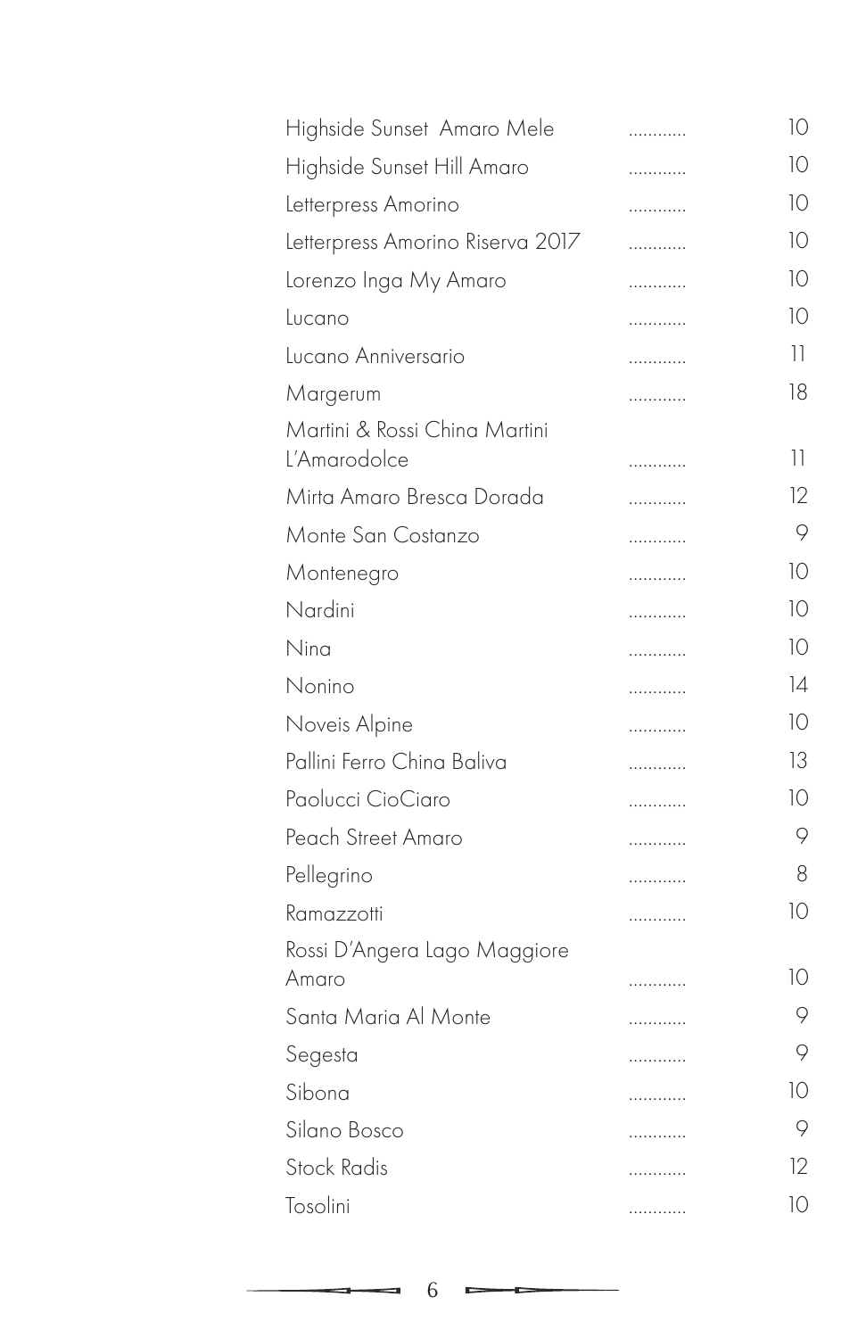| | |
|---|---|
| Highside Sunset Amaro Mele | 10 |
| Highside Sunset Hill Amaro | 10 |
| Letterpress Amorino | 10 |
| Letterpress Amorino Riserva 2017 | 10 |
| Lorenzo Inga My Amaro | 10 |
| Lucano | 10 |
| Lucano Anniversario | 11 |
| Margerum | 18 |
| Martini & Rossi China Martini L'Amarodolce | 11 |
| Mirta Amaro Bresca Dorada | 12 |
| Monte San Costanzo | 9 |
| Montenegro | 10 |
| Nardini | 10 |
| Nina | 10 |
| Nonino | 14 |
| Noveis Alpine | 10 |
| Pallini Ferro China Baliva | 13 |
| Paolucci CioCiaro | 10 |
| Peach Street Amaro | 9 |
| Pellegrino | 8 |
| Ramazzotti | 10 |
| Rossi D'Angera Lago Maggiore Amaro | 10 |
| Santa Maria Al Monte | 9 |
| Segesta | 9 |
| Sibona | 10 |
| Silano Bosco | 9 |
| Stock Radis | 12 |
| Tosolini | 10 |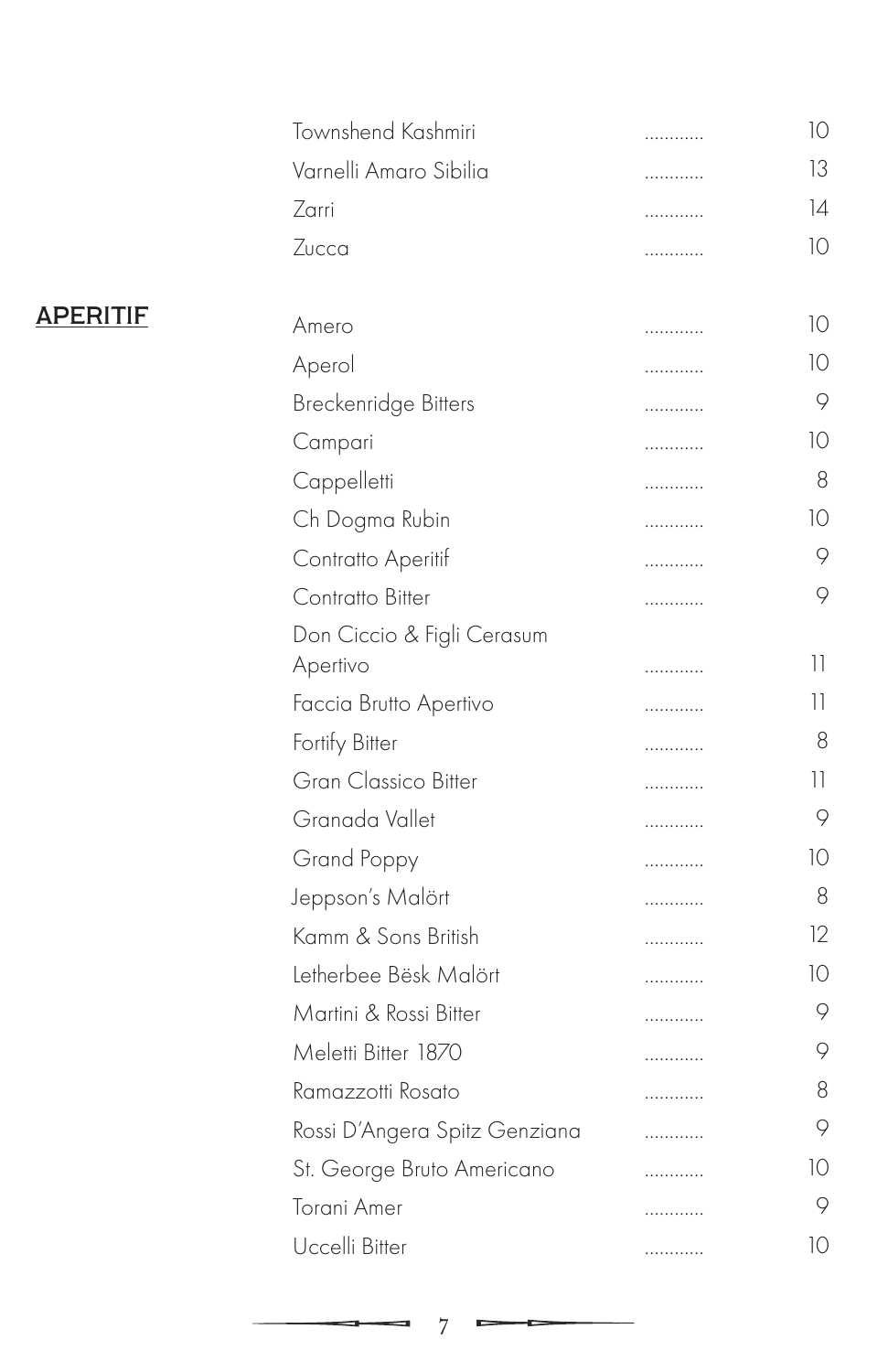| Item | Price |
|---|---|
| Townshend Kashmiri | 10 |
| Varnelli Amaro Sibilia | 13 |
| Zarri | 14 |
| Zucca | 10 |

## APERITIF

| Item | Price |
|---|---|
| Amero | 10 |
| Aperol | 10 |
| Breckenridge Bitters | 9 |
| Campari | 10 |
| Cappelletti | 8 |
| Ch Dogma Rubin | 10 |
| Contratto Aperitif | 9 |
| Contratto Bitter | 9 |
| Don Ciccio & Figli Cerasum Apertivo | 11 |
| Faccia Brutto Apertivo | 11 |
| Fortify Bitter | 8 |
| Gran Classico Bitter | 11 |
| Granada Vallet | 9 |
| Grand Poppy | 10 |
| Jeppson's Malört | 8 |
| Kamm & Sons British | 12 |
| Letherbee Bësk Malört | 10 |
| Martini & Rossi Bitter | 9 |
| Meletti Bitter 1870 | 9 |
| Ramazzotti Rosato | 8 |
| Rossi D'Angera Spitz Genziana | 9 |
| St. George Bruto Americano | 10 |
| Torani Amer | 9 |
| Uccelli Bitter | 10 |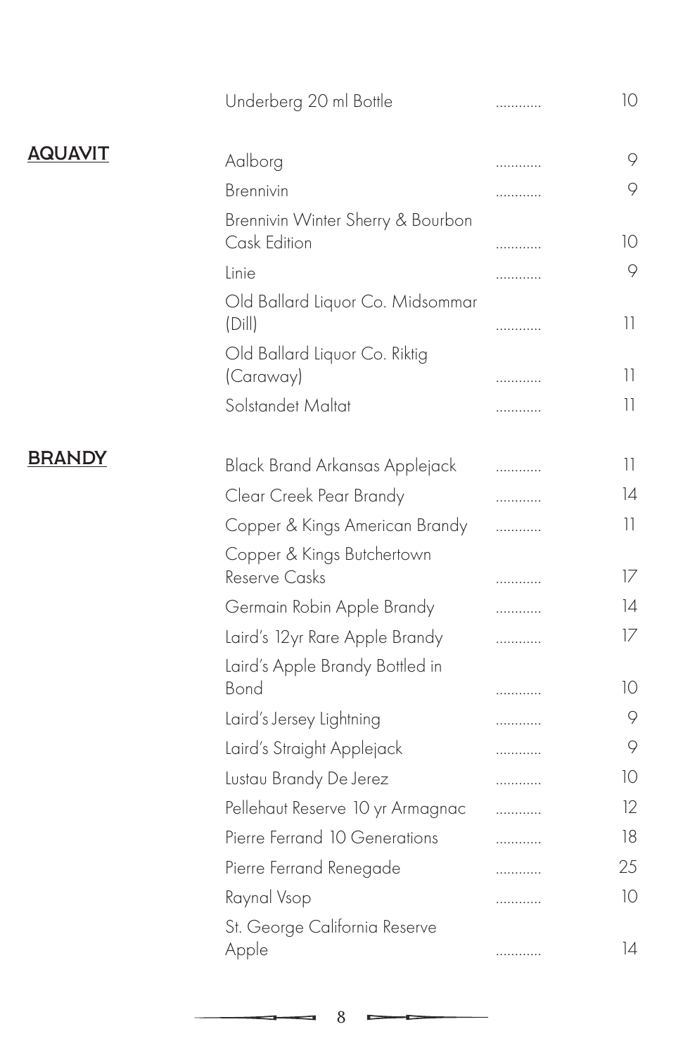| | | |
|---|---|---|
| Underberg 20 ml Bottle | ............ | 10 |

## AQUAVIT

| Item | | Price |
|---|---|---|
| Aalborg | ............ | 9 |
| Brennivin | ............ | 9 |
| Brennivin Winter Sherry & Bourbon Cask Edition | ............ | 10 |
| Linie | ............ | 9 |
| Old Ballard Liquor Co. Midsommar (Dill) | ............ | 11 |
| Old Ballard Liquor Co. Riktig (Caraway) | ............ | 11 |
| Solstandet Maltat | ............ | 11 |

## BRANDY

| Item | | Price |
|---|---|---|
| Black Brand Arkansas Applejack | ............ | 11 |
| Clear Creek Pear Brandy | ............ | 14 |
| Copper & Kings American Brandy | ............ | 11 |
| Copper & Kings Butchertown Reserve Casks | ............ | 17 |
| Germain Robin Apple Brandy | ............ | 14 |
| Laird's 12yr Rare Apple Brandy | ............ | 17 |
| Laird's Apple Brandy Bottled in Bond | ............ | 10 |
| Laird's Jersey Lightning | ............ | 9 |
| Laird's Straight Applejack | ............ | 9 |
| Lustau Brandy De Jerez | ............ | 10 |
| Pellehaut Reserve 10 yr Armagnac | ............ | 12 |
| Pierre Ferrand 10 Generations | ............ | 18 |
| Pierre Ferrand Renegade | ............ | 25 |
| Raynal Vsop | ............ | 10 |
| St. George California Reserve Apple | ............ | 14 |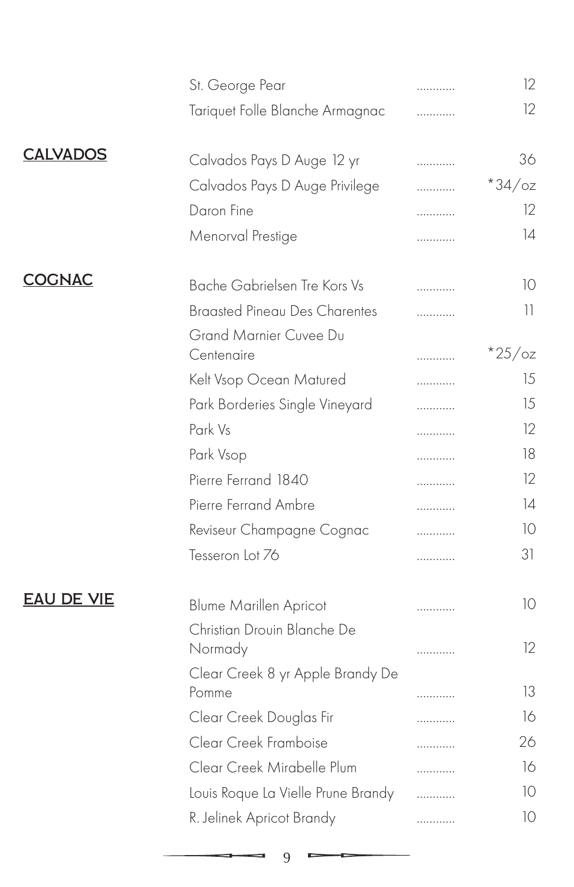St. George Pear ............ 12
Tariquet Folle Blanche Armagnac ............ 12

## CALVADOS

Calvados Pays D Auge 12 yr ............ 36
Calvados Pays D Auge Privilege ............ *34/oz
Daron Fine ............ 12
Menorval Prestige ............ 14

## COGNAC

Bache Gabrielsen Tre Kors Vs ............ 10
Braasted Pineau Des Charentes ............ 11
Grand Marnier Cuvee Du Centenaire ............ *25/oz
Kelt Vsop Ocean Matured ............ 15
Park Borderies Single Vineyard ............ 15
Park Vs ............ 12
Park Vsop ............ 18
Pierre Ferrand 1840 ............ 12
Pierre Ferrand Ambre ............ 14
Reviseur Champagne Cognac ............ 10
Tesseron Lot 76 ............ 31

## EAU DE VIE

Blume Marillen Apricot ............ 10
Christian Drouin Blanche De Normady ............ 12
Clear Creek 8 yr Apple Brandy De Pomme ............ 13
Clear Creek Douglas Fir ............ 16
Clear Creek Framboise ............ 26
Clear Creek Mirabelle Plum ............ 16
Louis Roque La Vielle Prune Brandy ............ 10
R. Jelinek Apricot Brandy ............ 10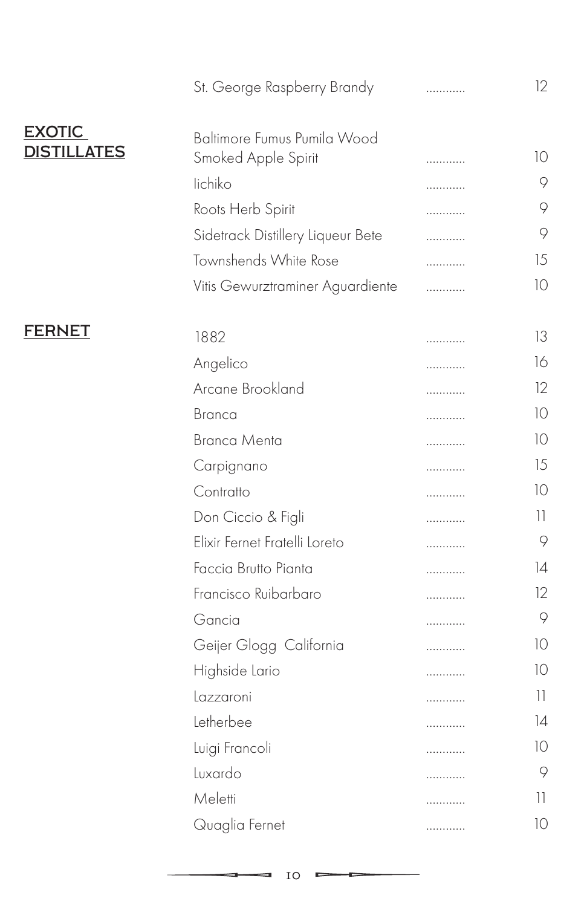| | |
|---|---|
| St. George Raspberry Brandy | 12 |

## EXOTIC DISTILLATES

| | |
|---|---|
| Baltimore Fumus Pumila Wood Smoked Apple Spirit | 10 |
| Iichiko | 9 |
| Roots Herb Spirit | 9 |
| Sidetrack Distillery Liqueur Bete | 9 |
| Townshends White Rose | 15 |
| Vitis Gewurztraminer Aguardiente | 10 |

## FERNET

| | |
|---|---|
| 1882 | 13 |
| Angelico | 16 |
| Arcane Brookland | 12 |
| Branca | 10 |
| Branca Menta | 10 |
| Carpignano | 15 |
| Contratto | 10 |
| Don Ciccio & Figli | 11 |
| Elixir Fernet Fratelli Loreto | 9 |
| Faccia Brutto Pianta | 14 |
| Francisco Ruibarbaro | 12 |
| Gancia | 9 |
| Geijer Glogg California | 10 |
| Highside Lario | 10 |
| Lazzaroni | 11 |
| Letherbee | 14 |
| Luigi Francoli | 10 |
| Luxardo | 9 |
| Meletti | 11 |
| Quaglia Fernet | 10 |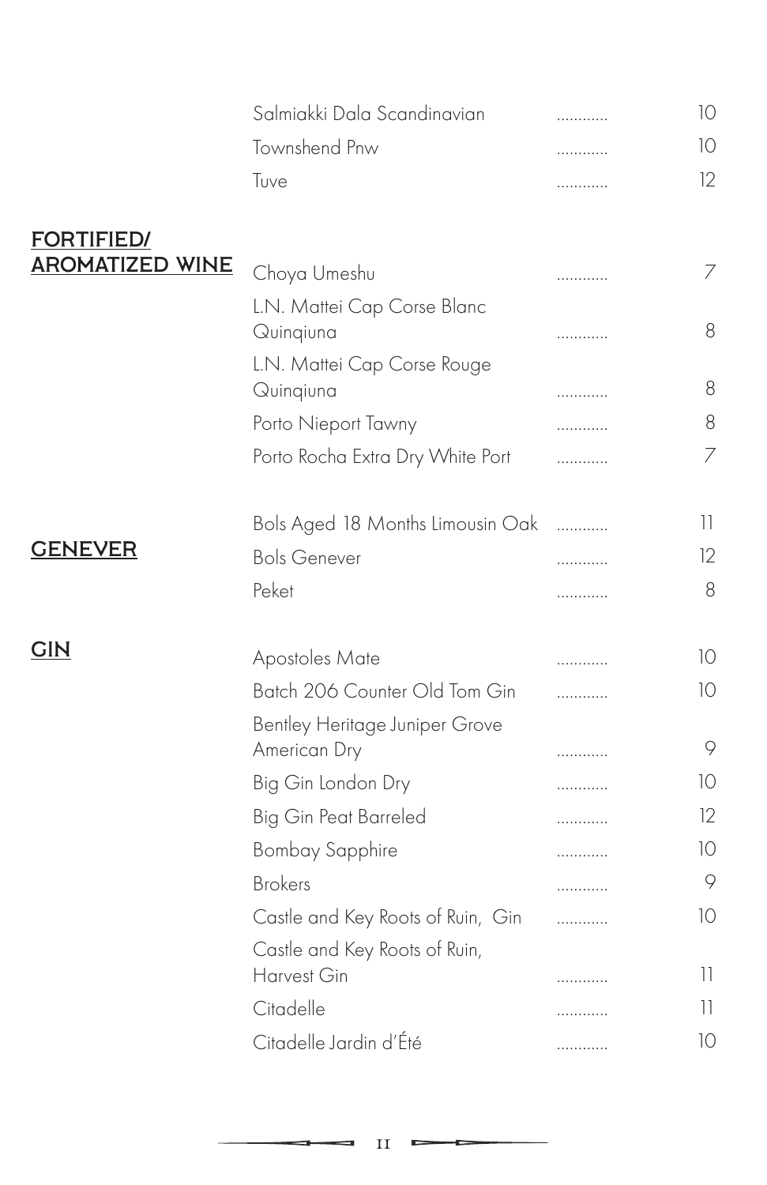| | |
|---|---|
| Salmiakki Dala Scandinavian | 10 |
| Townshend Pnw | 10 |
| Tuve | 12 |

## FORTIFIED/ AROMATIZED WINE

| | |
|---|---|
| Choya Umeshu | 7 |
| L.N. Mattei Cap Corse Blanc Quinqiuna | 8 |
| L.N. Mattei Cap Corse Rouge Quinqiuna | 8 |
| Porto Nieport Tawny | 8 |
| Porto Rocha Extra Dry White Port | 7 |

## GENEVER

| | |
|---|---|
| Bols Aged 18 Months Limousin Oak | 11 |
| Bols Genever | 12 |
| Peket | 8 |

## GIN

| | |
|---|---|
| Apostoles Mate | 10 |
| Batch 206 Counter Old Tom Gin | 10 |
| Bentley Heritage Juniper Grove American Dry | 9 |
| Big Gin London Dry | 10 |
| Big Gin Peat Barreled | 12 |
| Bombay Sapphire | 10 |
| Brokers | 9 |
| Castle and Key Roots of Ruin, Gin | 10 |
| Castle and Key Roots of Ruin, Harvest Gin | 11 |
| Citadelle | 11 |
| Citadelle Jardin d'Été | 10 |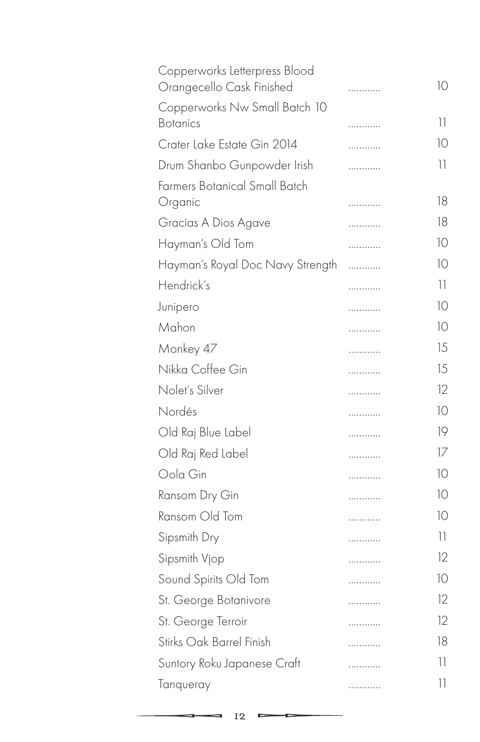| Item | Price |
| --- | --- |
| Copperworks Letterpress Blood Orangecello Cask Finished | 10 |
| Copperworks Nw Small Batch 10 Botanics | 11 |
| Crater Lake Estate Gin 2014 | 10 |
| Drum Shanbo Gunpowder Irish | 11 |
| Farmers Botanical Small Batch Organic | 18 |
| Gracias A Dios Agave | 18 |
| Hayman's Old Tom | 10 |
| Hayman's Royal Doc Navy Strength | 10 |
| Hendrick's | 11 |
| Junipero | 10 |
| Mahon | 10 |
| Monkey 47 | 15 |
| Nikka Coffee Gin | 15 |
| Nolet's Silver | 12 |
| Nordés | 10 |
| Old Raj Blue Label | 19 |
| Old Raj Red Label | 17 |
| Oola Gin | 10 |
| Ransom Dry Gin | 10 |
| Ransom Old Tom | 10 |
| Sipsmith Dry | 11 |
| Sipsmith Vjop | 12 |
| Sound Spirits Old Tom | 10 |
| St. George Botanivore | 12 |
| St. George Terroir | 12 |
| Stirks Oak Barrel Finish | 18 |
| Suntory Roku Japanese Craft | 11 |
| Tanqueray | 11 |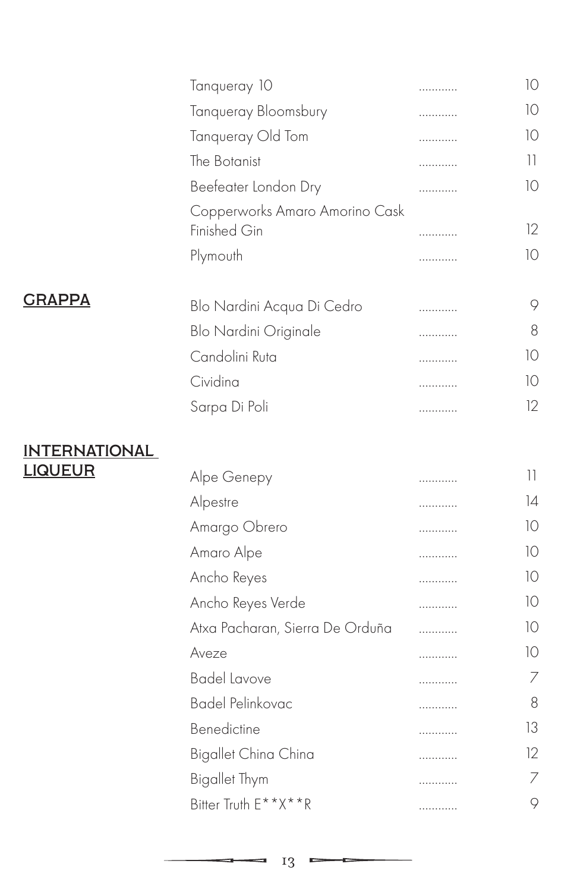| | | |
|---|---|---|
| Tanqueray 10 | ............ | 10 |
| Tanqueray Bloomsbury | ............ | 10 |
| Tanqueray Old Tom | ............ | 10 |
| The Botanist | ............ | 11 |
| Beefeater London Dry | ............ | 10 |
| Copperworks Amaro Amorino Cask Finished Gin | ............ | 12 |
| Plymouth | ............ | 10 |

## GRAPPA

| | | |
|---|---|---|
| Blo Nardini Acqua Di Cedro | ............ | 9 |
| Blo Nardini Originale | ............ | 8 |
| Candolini Ruta | ............ | 10 |
| Cividina | ............ | 10 |
| Sarpa Di Poli | ............ | 12 |

## INTERNATIONAL LIQUEUR

| | | |
|---|---|---|
| Alpe Genepy | ............ | 11 |
| Alpestre | ............ | 14 |
| Amargo Obrero | ............ | 10 |
| Amaro Alpe | ............ | 10 |
| Ancho Reyes | ............ | 10 |
| Ancho Reyes Verde | ............ | 10 |
| Atxa Pacharan, Sierra De Orduña | ............ | 10 |
| Aveze | ............ | 10 |
| Badel Lavove | ............ | 7 |
| Badel Pelinkovac | ............ | 8 |
| Benedictine | ............ | 13 |
| Bigallet China China | ............ | 12 |
| Bigallet Thym | ............ | 7 |
| Bitter Truth E**X**R | ............ | 9 |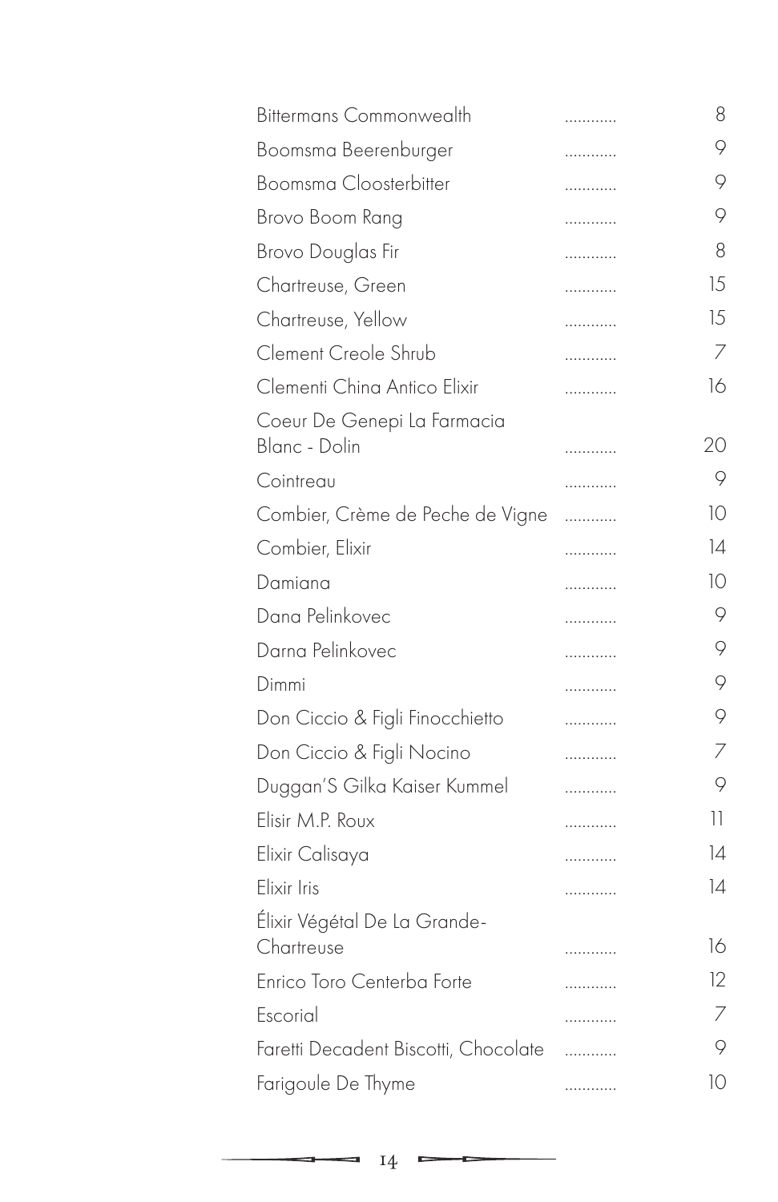| | | |
|---|---|---|
| Bittermans Commonwealth | ............ | 8 |
| Boomsma Beerenburger | ............ | 9 |
| Boomsma Cloosterbitter | ............ | 9 |
| Brovo Boom Rang | ............ | 9 |
| Brovo Douglas Fir | ............ | 8 |
| Chartreuse, Green | ............ | 15 |
| Chartreuse, Yellow | ............ | 15 |
| Clement Creole Shrub | ............ | 7 |
| Clementi China Antico Elixir | ............ | 16 |
| Coeur De Genepi La Farmacia Blanc - Dolin | ............ | 20 |
| Cointreau | ............ | 9 |
| Combier, Crème de Peche de Vigne | ............ | 10 |
| Combier, Elixir | ............ | 14 |
| Damiana | ............ | 10 |
| Dana Pelinkovec | ............ | 9 |
| Darna Pelinkovec | ............ | 9 |
| Dimmi | ............ | 9 |
| Don Ciccio & Figli Finocchietto | ............ | 9 |
| Don Ciccio & Figli Nocino | ............ | 7 |
| Duggan'S Gilka Kaiser Kummel | ............ | 9 |
| Elisir M.P. Roux | ............ | 11 |
| Elixir Calisaya | ............ | 14 |
| Elixir Iris | ............ | 14 |
| Élixir Végétal De La Grande-Chartreuse | ............ | 16 |
| Enrico Toro Centerba Forte | ............ | 12 |
| Escorial | ............ | 7 |
| Faretti Decadent Biscotti, Chocolate | ............ | 9 |
| Farigoule De Thyme | ............ | 10 |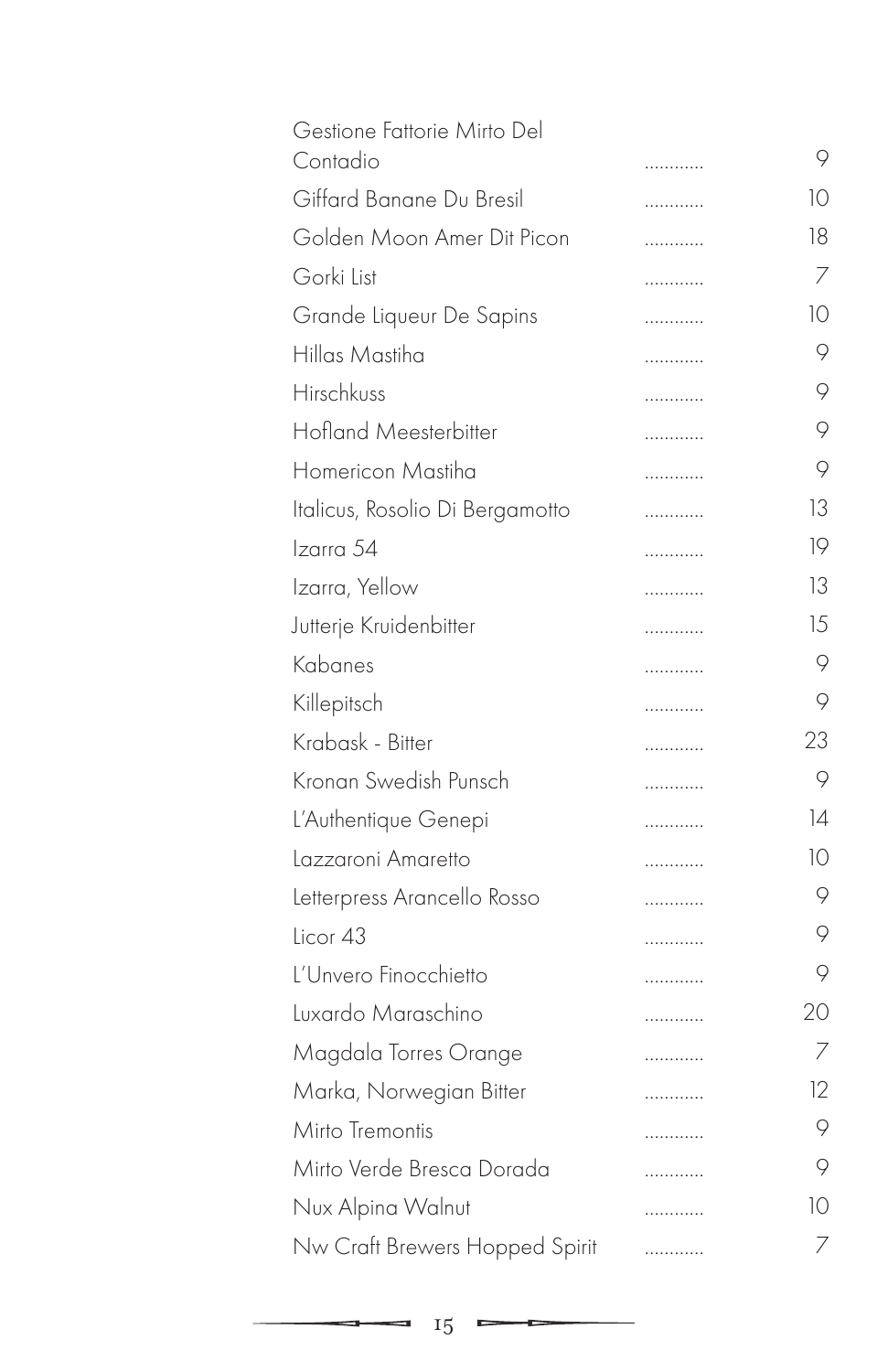| Item | Price |
|---|---|
| Gestione Fattorie Mirto Del Contadio | 9 |
| Giffard Banane Du Bresil | 10 |
| Golden Moon Amer Dit Picon | 18 |
| Gorki List | 7 |
| Grande Liqueur De Sapins | 10 |
| Hillas Mastiha | 9 |
| Hirschkuss | 9 |
| Hofland Meesterbitter | 9 |
| Homericon Mastiha | 9 |
| Italicus, Rosolio Di Bergamotto | 13 |
| Izarra 54 | 19 |
| Izarra, Yellow | 13 |
| Jutterje Kruidenbitter | 15 |
| Kabanes | 9 |
| Killepitsch | 9 |
| Krabask - Bitter | 23 |
| Kronan Swedish Punsch | 9 |
| L'Authentique Genepi | 14 |
| Lazzaroni Amaretto | 10 |
| Letterpress Arancello Rosso | 9 |
| Licor 43 | 9 |
| L'Unvero Finocchietto | 9 |
| Luxardo Maraschino | 20 |
| Magdala Torres Orange | 7 |
| Marka, Norwegian Bitter | 12 |
| Mirto Tremontis | 9 |
| Mirto Verde Bresca Dorada | 9 |
| Nux Alpina Walnut | 10 |
| Nw Craft Brewers Hopped Spirit | 7 |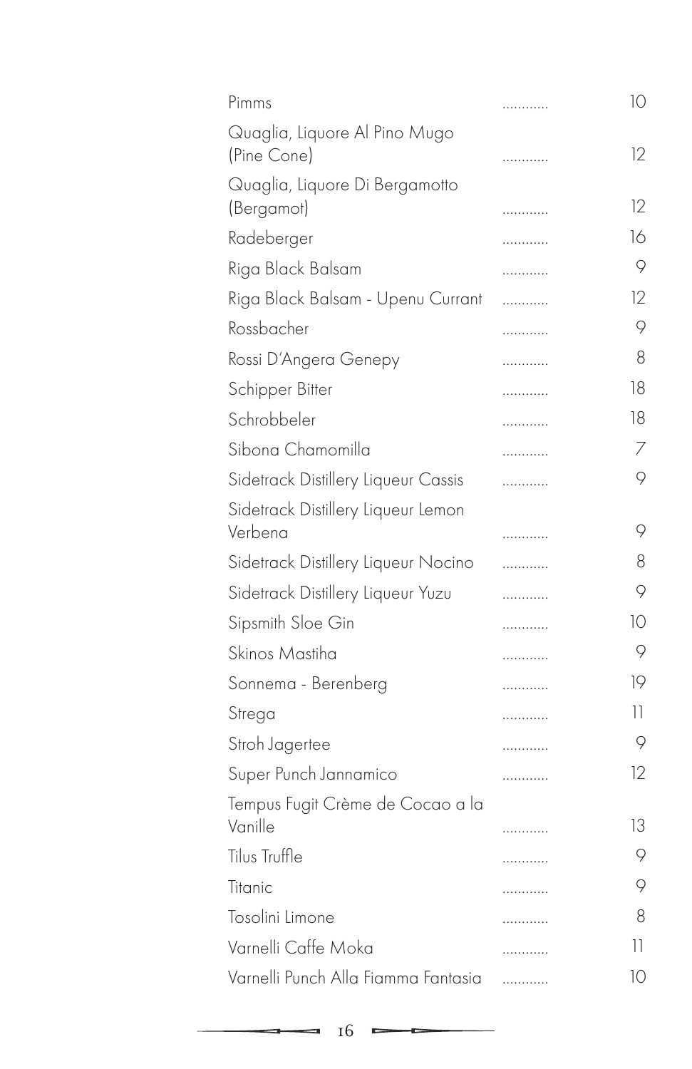| Item | Price |
|---|---|
| Pimms | 10 |
| Quaglia, Liquore Al Pino Mugo (Pine Cone) | 12 |
| Quaglia, Liquore Di Bergamotto (Bergamot) | 12 |
| Radeberger | 16 |
| Riga Black Balsam | 9 |
| Riga Black Balsam - Upenu Currant | 12 |
| Rossbacher | 9 |
| Rossi D'Angera Genepy | 8 |
| Schipper Bitter | 18 |
| Schrobbeler | 18 |
| Sibona Chamomilla | 7 |
| Sidetrack Distillery Liqueur Cassis | 9 |
| Sidetrack Distillery Liqueur Lemon Verbena | 9 |
| Sidetrack Distillery Liqueur Nocino | 8 |
| Sidetrack Distillery Liqueur Yuzu | 9 |
| Sipsmith Sloe Gin | 10 |
| Skinos Mastiha | 9 |
| Sonnema - Berenberg | 19 |
| Strega | 11 |
| Stroh Jagertee | 9 |
| Super Punch Jannamico | 12 |
| Tempus Fugit Crème de Cocao a la Vanille | 13 |
| Tilus Truffle | 9 |
| Titanic | 9 |
| Tosolini Limone | 8 |
| Varnelli Caffe Moka | 11 |
| Varnelli Punch Alla Fiamma Fantasia | 10 |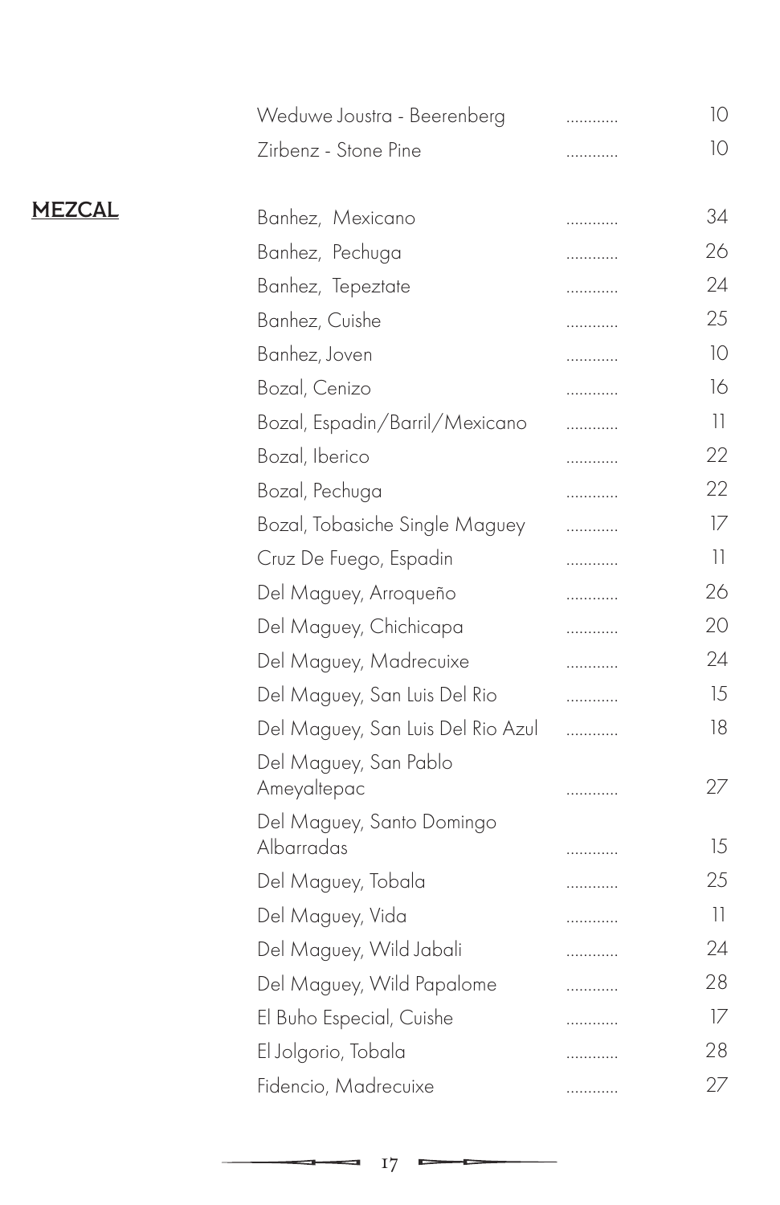| | | |
|---|---|---|
| Weduwe Joustra - Beerenberg | ............ | 10 |
| Zirbenz - Stone Pine | ............ | 10 |

## MEZCAL

| | | |
|---|---|---|
| Banhez, Mexicano | ............ | 34 |
| Banhez, Pechuga | ............ | 26 |
| Banhez, Tepeztate | ............ | 24 |
| Banhez, Cuishe | ............ | 25 |
| Banhez, Joven | ............ | 10 |
| Bozal, Cenizo | ............ | 16 |
| Bozal, Espadin/Barril/Mexicano | ............ | 11 |
| Bozal, Iberico | ............ | 22 |
| Bozal, Pechuga | ............ | 22 |
| Bozal, Tobasiche Single Maguey | ............ | 17 |
| Cruz De Fuego, Espadin | ............ | 11 |
| Del Maguey, Arroqueño | ............ | 26 |
| Del Maguey, Chichicapa | ............ | 20 |
| Del Maguey, Madrecuixe | ............ | 24 |
| Del Maguey, San Luis Del Rio | ............ | 15 |
| Del Maguey, San Luis Del Rio Azul | ............ | 18 |
| Del Maguey, San Pablo Ameyaltepac | ............ | 27 |
| Del Maguey, Santo Domingo Albarradas | ............ | 15 |
| Del Maguey, Tobala | ............ | 25 |
| Del Maguey, Vida | ............ | 11 |
| Del Maguey, Wild Jabali | ............ | 24 |
| Del Maguey, Wild Papalome | ............ | 28 |
| El Buho Especial, Cuishe | ............ | 17 |
| El Jolgorio, Tobala | ............ | 28 |
| Fidencio, Madrecuixe | ............ | 27 |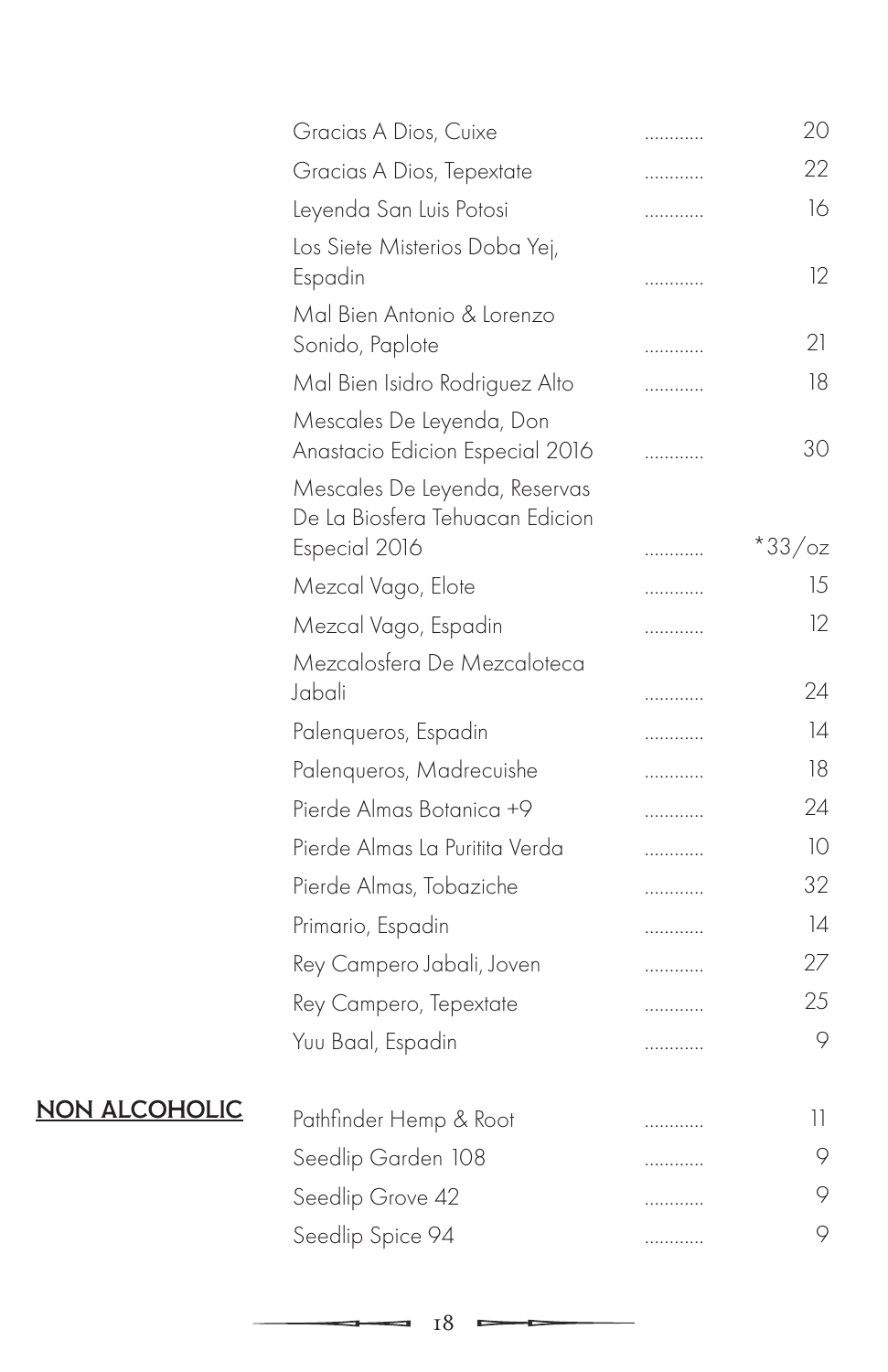| Item | Price |
| --- | --- |
| Gracias A Dios, Cuixe | 20 |
| Gracias A Dios, Tepextate | 22 |
| Leyenda San Luis Potosi | 16 |
| Los Siete Misterios Doba Yej, Espadin | 12 |
| Mal Bien Antonio & Lorenzo Sonido, Paplote | 21 |
| Mal Bien Isidro Rodriguez Alto | 18 |
| Mescales De Leyenda, Don Anastacio Edicion Especial 2016 | 30 |
| Mescales De Leyenda, Reservas De La Biosfera Tehuacan Edicion Especial 2016 | *33/oz |
| Mezcal Vago, Elote | 15 |
| Mezcal Vago, Espadin | 12 |
| Mezcalosfera De Mezcaloteca Jabali | 24 |
| Palenqueros, Espadin | 14 |
| Palenqueros, Madrecuishe | 18 |
| Pierde Almas Botanica +9 | 24 |
| Pierde Almas La Puritita Verda | 10 |
| Pierde Almas, Tobaziche | 32 |
| Primario, Espadin | 14 |
| Rey Campero Jabali, Joven | 27 |
| Rey Campero, Tepextate | 25 |
| Yuu Baal, Espadin | 9 |

## NON ALCOHOLIC

| Item | Price |
| --- | --- |
| Pathfinder Hemp & Root | 11 |
| Seedlip Garden 108 | 9 |
| Seedlip Grove 42 | 9 |
| Seedlip Spice 94 | 9 |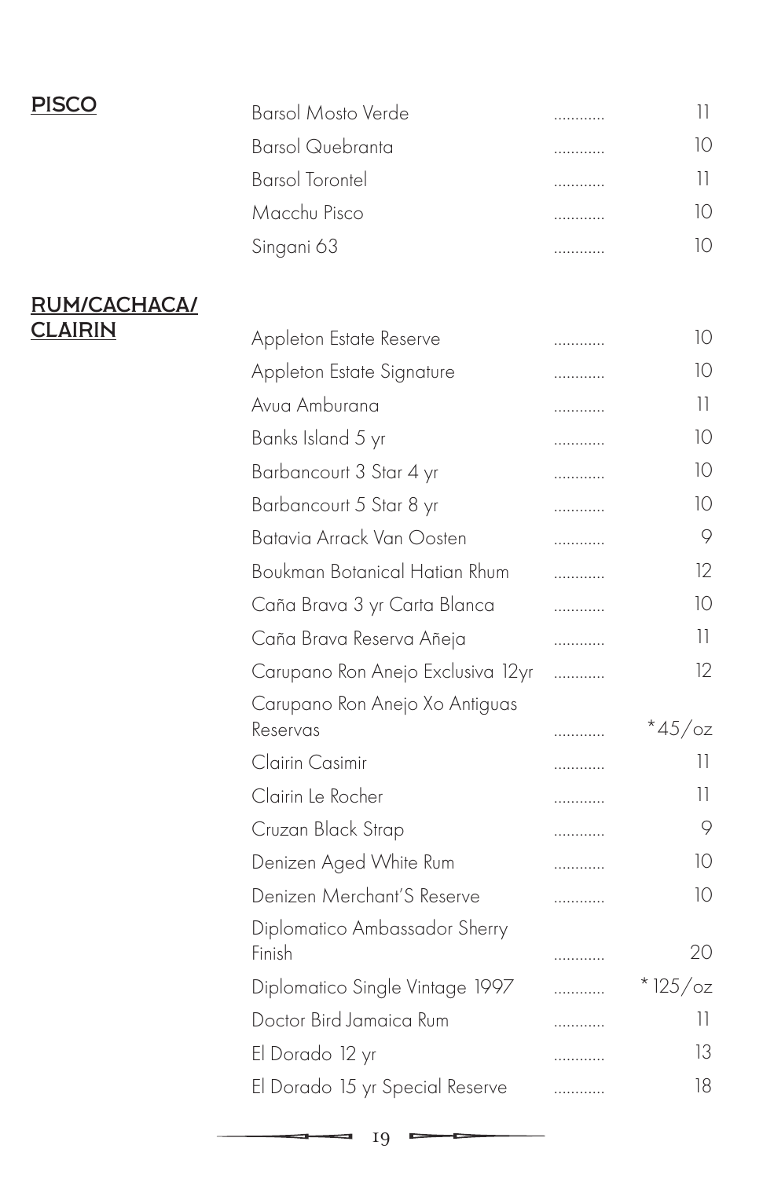## PISCO

| Item | Price |
| --- | --- |
| Barsol Mosto Verde | 11 |
| Barsol Quebranta | 10 |
| Barsol Torontel | 11 |
| Macchu Pisco | 10 |
| Singani 63 | 10 |

## RUM/CACHACA/ CLAIRIN

| Item | Price |
| --- | --- |
| Appleton Estate Reserve | 10 |
| Appleton Estate Signature | 10 |
| Avua Amburana | 11 |
| Banks Island 5 yr | 10 |
| Barbancourt 3 Star 4 yr | 10 |
| Barbancourt 5 Star 8 yr | 10 |
| Batavia Arrack Van Oosten | 9 |
| Boukman Botanical Hatian Rhum | 12 |
| Caña Brava 3 yr Carta Blanca | 10 |
| Caña Brava Reserva Añeja | 11 |
| Carupano Ron Anejo Exclusiva 12yr | 12 |
| Carupano Ron Anejo Xo Antiguas Reservas | *45/oz |
| Clairin Casimir | 11 |
| Clairin Le Rocher | 11 |
| Cruzan Black Strap | 9 |
| Denizen Aged White Rum | 10 |
| Denizen Merchant'S Reserve | 10 |
| Diplomatico Ambassador Sherry Finish | 20 |
| Diplomatico Single Vintage 1997 | *125/oz |
| Doctor Bird Jamaica Rum | 11 |
| El Dorado 12 yr | 13 |
| El Dorado 15 yr Special Reserve | 18 |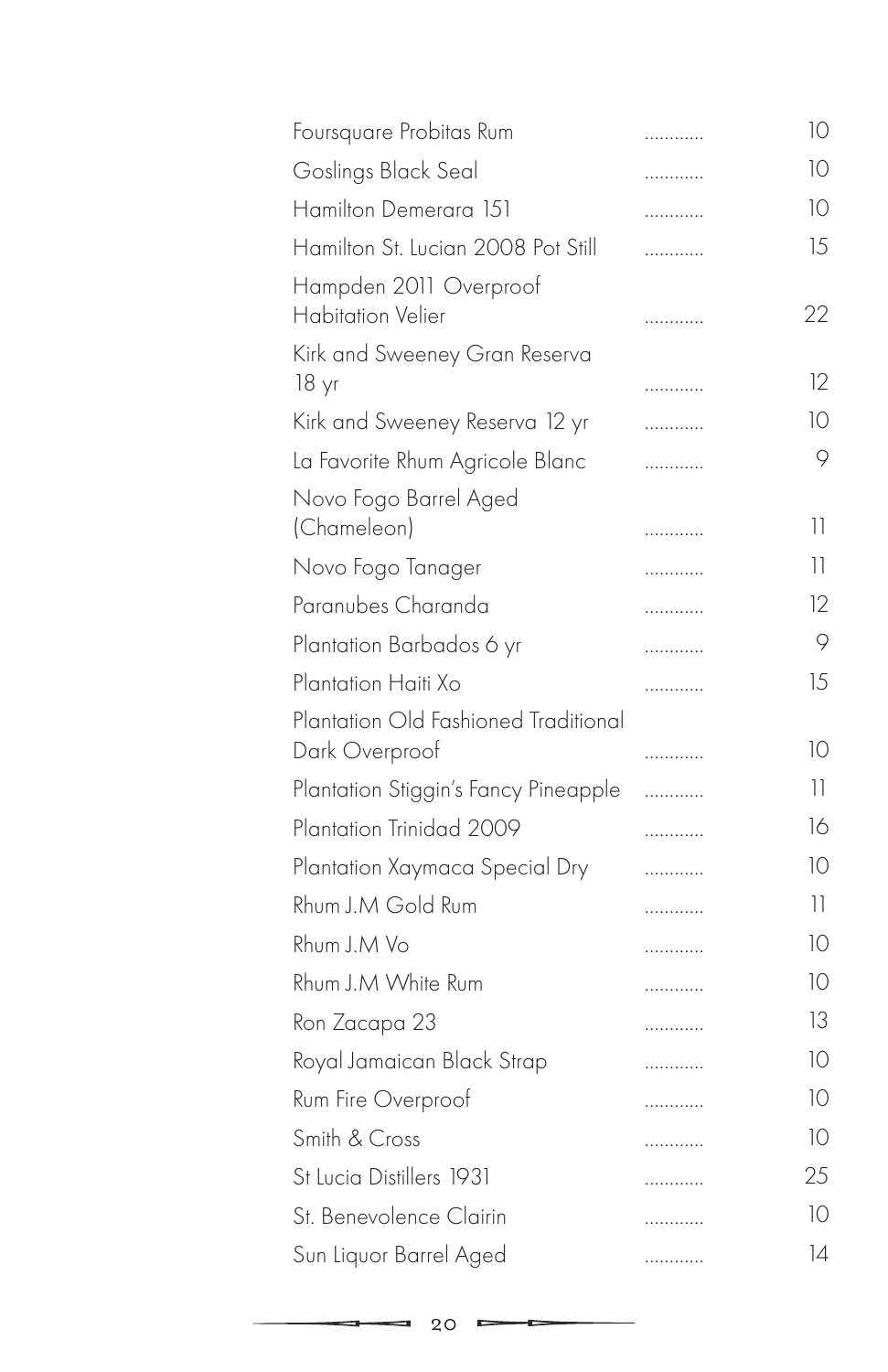| Item | Price |
| --- | --- |
| Foursquare Probitas Rum | 10 |
| Goslings Black Seal | 10 |
| Hamilton Demerara 151 | 10 |
| Hamilton St. Lucian 2008 Pot Still | 15 |
| Hampden 2011 Overproof Habitation Velier | 22 |
| Kirk and Sweeney Gran Reserva 18 yr | 12 |
| Kirk and Sweeney Reserva 12 yr | 10 |
| La Favorite Rhum Agricole Blanc | 9 |
| Novo Fogo Barrel Aged (Chameleon) | 11 |
| Novo Fogo Tanager | 11 |
| Paranubes Charanda | 12 |
| Plantation Barbados 6 yr | 9 |
| Plantation Haiti Xo | 15 |
| Plantation Old Fashioned Traditional Dark Overproof | 10 |
| Plantation Stiggin's Fancy Pineapple | 11 |
| Plantation Trinidad 2009 | 16 |
| Plantation Xaymaca Special Dry | 10 |
| Rhum J.M Gold Rum | 11 |
| Rhum J.M Vo | 10 |
| Rhum J.M White Rum | 10 |
| Ron Zacapa 23 | 13 |
| Royal Jamaican Black Strap | 10 |
| Rum Fire Overproof | 10 |
| Smith & Cross | 10 |
| St Lucia Distillers 1931 | 25 |
| St. Benevolence Clairin | 10 |
| Sun Liquor Barrel Aged | 14 |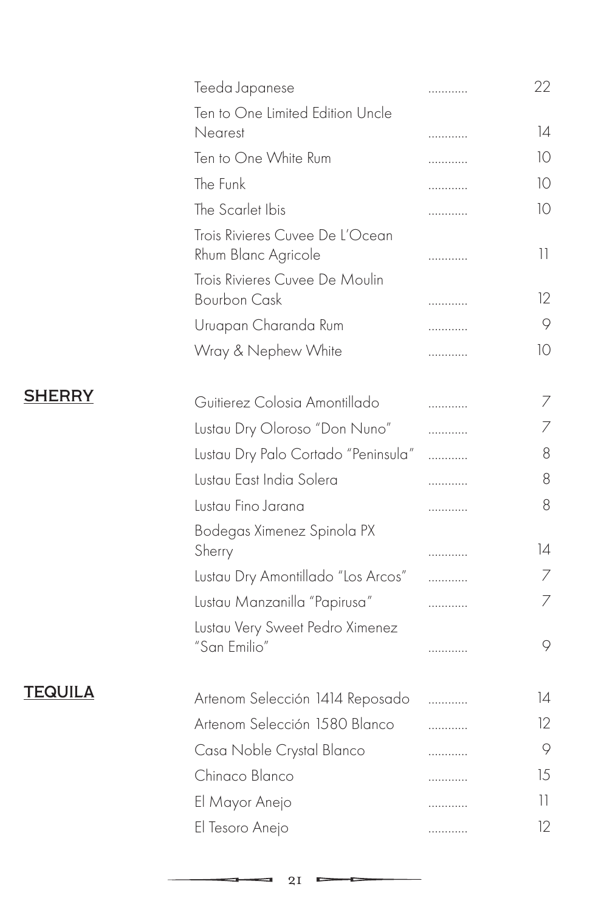| | |
|---|---|
| Teeda Japanese | 22 |
| Ten to One Limited Edition Uncle Nearest | 14 |
| Ten to One White Rum | 10 |
| The Funk | 10 |
| The Scarlet Ibis | 10 |
| Trois Rivieres Cuvee De L'Ocean Rhum Blanc Agricole | 11 |
| Trois Rivieres Cuvee De Moulin Bourbon Cask | 12 |
| Uruapan Charanda Rum | 9 |
| Wray & Nephew White | 10 |

## SHERRY

| | |
|---|---|
| Guitierez Colosia Amontillado | 7 |
| Lustau Dry Oloroso "Don Nuno" | 7 |
| Lustau Dry Palo Cortado "Peninsula" | 8 |
| Lustau East India Solera | 8 |
| Lustau Fino Jarana | 8 |
| Bodegas Ximenez Spinola PX Sherry | 14 |
| Lustau Dry Amontillado "Los Arcos" | 7 |
| Lustau Manzanilla "Papirusa" | 7 |
| Lustau Very Sweet Pedro Ximenez "San Emilio" | 9 |

## TEQUILA

| | |
|---|---|
| Artenom Selección 1414 Reposado | 14 |
| Artenom Selección 1580 Blanco | 12 |
| Casa Noble Crystal Blanco | 9 |
| Chinaco Blanco | 15 |
| El Mayor Anejo | 11 |
| El Tesoro Anejo | 12 |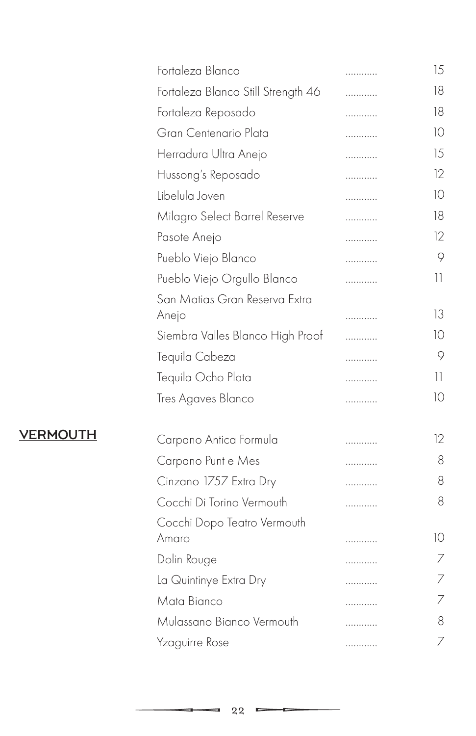| Item | | Price |
|---|---|---|
| Fortaleza Blanco | ............ | 15 |
| Fortaleza Blanco Still Strength 46 | ............ | 18 |
| Fortaleza Reposado | ............ | 18 |
| Gran Centenario Plata | ............ | 10 |
| Herradura Ultra Anejo | ............ | 15 |
| Hussong's Reposado | ............ | 12 |
| Libelula Joven | ............ | 10 |
| Milagro Select Barrel Reserve | ............ | 18 |
| Pasote Anejo | ............ | 12 |
| Pueblo Viejo Blanco | ............ | 9 |
| Pueblo Viejo Orgullo Blanco | ............ | 11 |
| San Matias Gran Reserva Extra Anejo | ............ | 13 |
| Siembra Valles Blanco High Proof | ............ | 10 |
| Tequila Cabeza | ............ | 9 |
| Tequila Ocho Plata | ............ | 11 |
| Tres Agaves Blanco | ............ | 10 |

## VERMOUTH

| Item | | Price |
|---|---|---|
| Carpano Antica Formula | ............ | 12 |
| Carpano Punt e Mes | ............ | 8 |
| Cinzano 1757 Extra Dry | ............ | 8 |
| Cocchi Di Torino Vermouth | ............ | 8 |
| Cocchi Dopo Teatro Vermouth Amaro | ............ | 10 |
| Dolin Rouge | ............ | 7 |
| La Quintinye Extra Dry | ............ | 7 |
| Mata Bianco | ............ | 7 |
| Mulassano Bianco Vermouth | ............ | 8 |
| Yzaguirre Rose | ............ | 7 |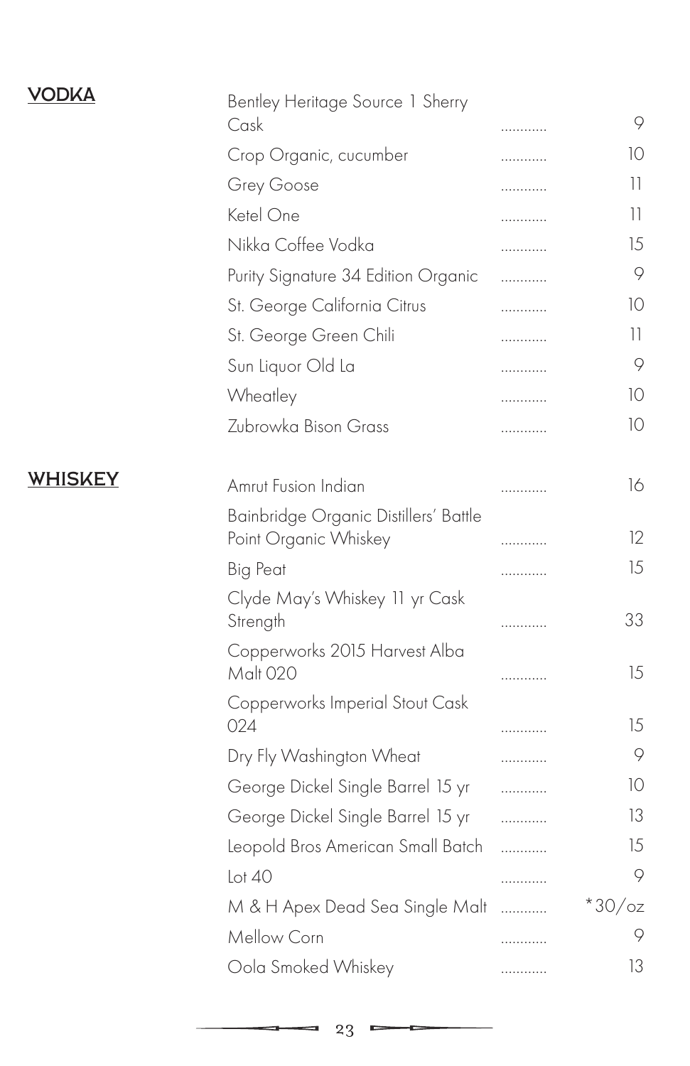## VODKA

| Item | Price |
| --- | --- |
| Bentley Heritage Source 1 Sherry Cask | 9 |
| Crop Organic, cucumber | 10 |
| Grey Goose | 11 |
| Ketel One | 11 |
| Nikka Coffee Vodka | 15 |
| Purity Signature 34 Edition Organic | 9 |
| St. George California Citrus | 10 |
| St. George Green Chili | 11 |
| Sun Liquor Old La | 9 |
| Wheatley | 10 |
| Zubrowka Bison Grass | 10 |

## WHISKEY

| Item | Price |
| --- | --- |
| Amrut Fusion Indian | 16 |
| Bainbridge Organic Distillers' Battle Point Organic Whiskey | 12 |
| Big Peat | 15 |
| Clyde May's Whiskey 11 yr Cask Strength | 33 |
| Copperworks 2015 Harvest Alba Malt 020 | 15 |
| Copperworks Imperial Stout Cask 024 | 15 |
| Dry Fly Washington Wheat | 9 |
| George Dickel Single Barrel 15 yr | 10 |
| George Dickel Single Barrel 15 yr | 13 |
| Leopold Bros American Small Batch | 15 |
| Lot 40 | 9 |
| M & H Apex Dead Sea Single Malt | *30/oz |
| Mellow Corn | 9 |
| Oola Smoked Whiskey | 13 |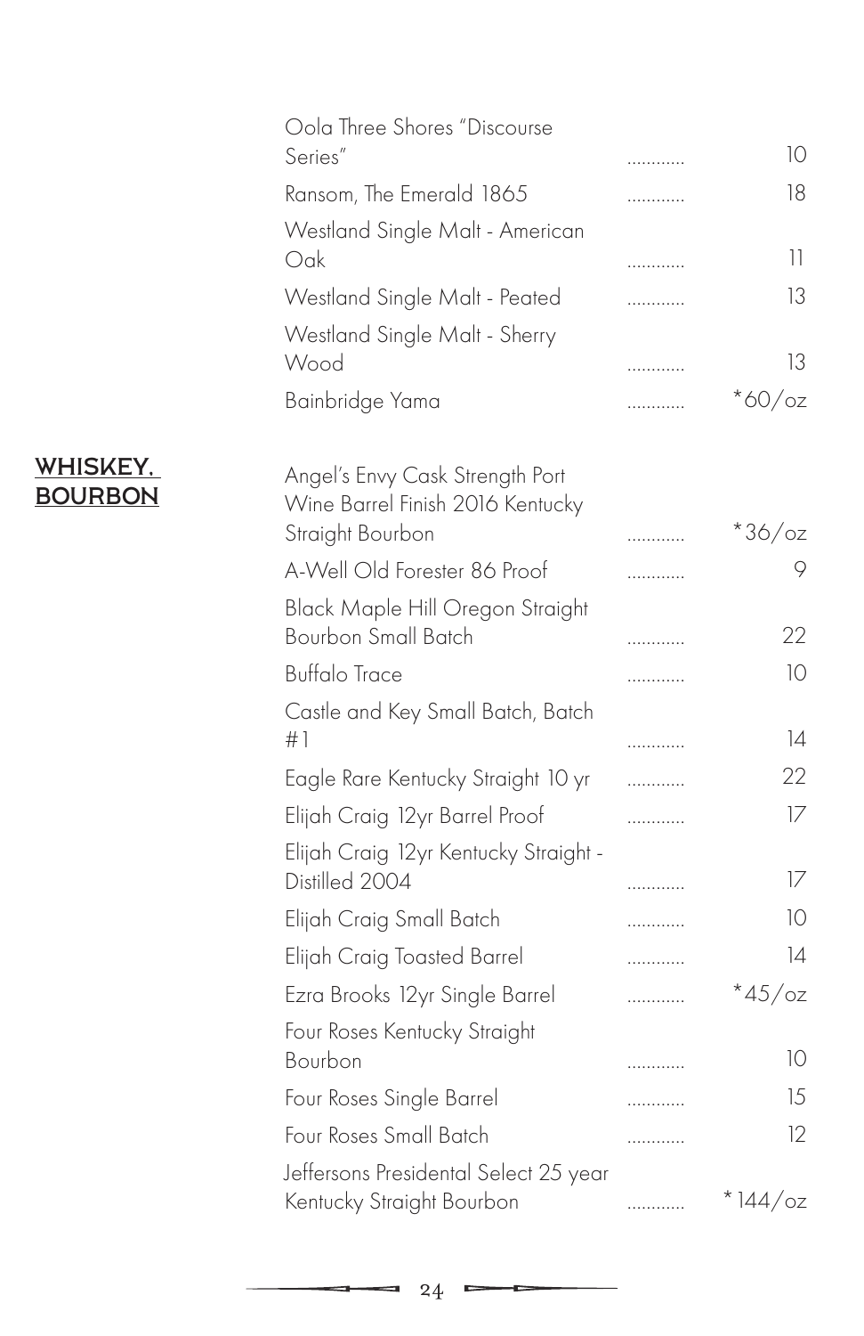| Item | Price |
|---|---|
| Oola Three Shores "Discourse Series" | 10 |
| Ransom, The Emerald 1865 | 18 |
| Westland Single Malt - American Oak | 11 |
| Westland Single Malt - Peated | 13 |
| Westland Single Malt - Sherry Wood | 13 |
| Bainbridge Yama | *60/oz |

## WHISKEY, BOURBON

| Item | Price |
|---|---|
| Angel's Envy Cask Strength Port Wine Barrel Finish 2016 Kentucky Straight Bourbon | *36/oz |
| A-Well Old Forester 86 Proof | 9 |
| Black Maple Hill Oregon Straight Bourbon Small Batch | 22 |
| Buffalo Trace | 10 |
| Castle and Key Small Batch, Batch #1 | 14 |
| Eagle Rare Kentucky Straight 10 yr | 22 |
| Elijah Craig 12yr Barrel Proof | 17 |
| Elijah Craig 12yr Kentucky Straight - Distilled 2004 | 17 |
| Elijah Craig Small Batch | 10 |
| Elijah Craig Toasted Barrel | 14 |
| Ezra Brooks 12yr Single Barrel | *45/oz |
| Four Roses Kentucky Straight Bourbon | 10 |
| Four Roses Single Barrel | 15 |
| Four Roses Small Batch | 12 |
| Jeffersons Presidental Select 25 year Kentucky Straight Bourbon | *144/oz |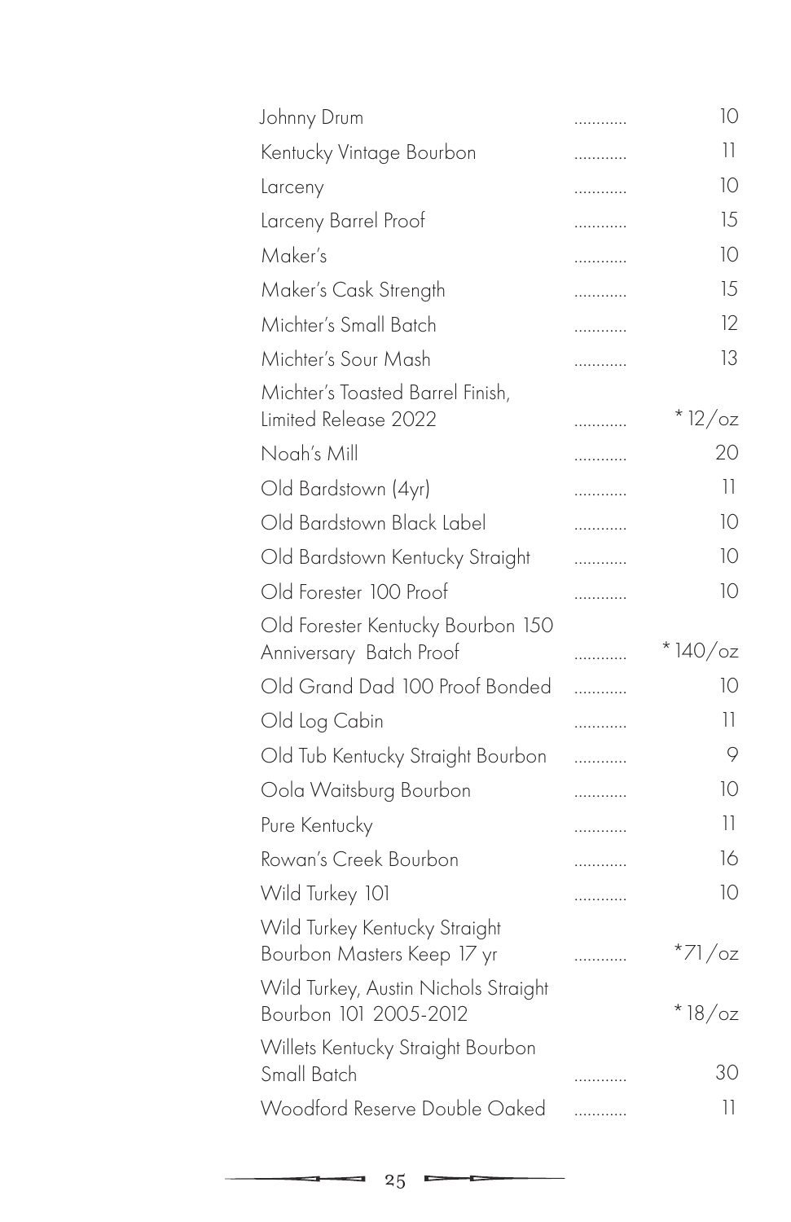| Item | Price |
| --- | --- |
| Johnny Drum | 10 |
| Kentucky Vintage Bourbon | 11 |
| Larceny | 10 |
| Larceny Barrel Proof | 15 |
| Maker's | 10 |
| Maker's Cask Strength | 15 |
| Michter's Small Batch | 12 |
| Michter's Sour Mash | 13 |
| Michter's Toasted Barrel Finish, Limited Release 2022 | *12/oz |
| Noah's Mill | 20 |
| Old Bardstown (4yr) | 11 |
| Old Bardstown Black Label | 10 |
| Old Bardstown Kentucky Straight | 10 |
| Old Forester 100 Proof | 10 |
| Old Forester Kentucky Bourbon 150 Anniversary Batch Proof | *140/oz |
| Old Grand Dad 100 Proof Bonded | 10 |
| Old Log Cabin | 11 |
| Old Tub Kentucky Straight Bourbon | 9 |
| Oola Waitsburg Bourbon | 10 |
| Pure Kentucky | 11 |
| Rowan's Creek Bourbon | 16 |
| Wild Turkey 101 | 10 |
| Wild Turkey Kentucky Straight Bourbon Masters Keep 17 yr | *71/oz |
| Wild Turkey, Austin Nichols Straight Bourbon 101 2005-2012 | *18/oz |
| Willets Kentucky Straight Bourbon Small Batch | 30 |
| Woodford Reserve Double Oaked | 11 |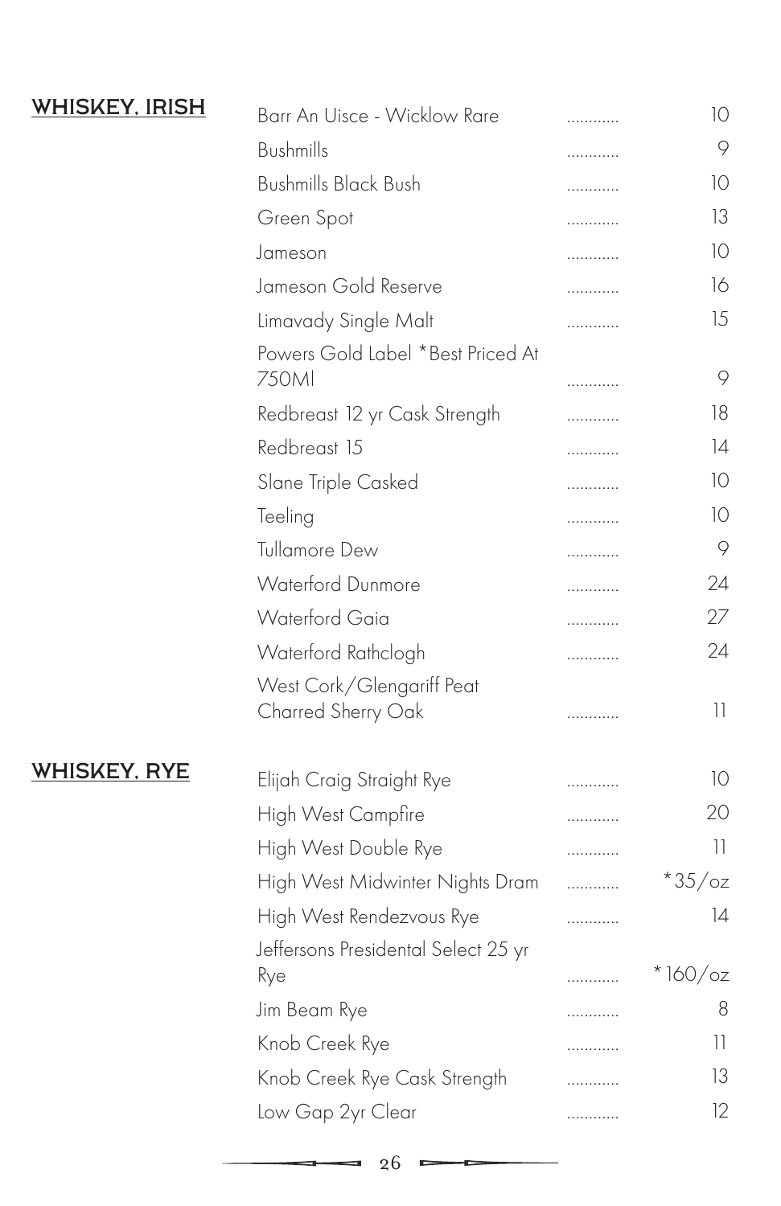## WHISKEY, IRISH

| Item | Price |
|---|---|
| Barr An Uisce - Wicklow Rare | 10 |
| Bushmills | 9 |
| Bushmills Black Bush | 10 |
| Green Spot | 13 |
| Jameson | 10 |
| Jameson Gold Reserve | 16 |
| Limavady Single Malt | 15 |
| Powers Gold Label *Best Priced At 750Ml | 9 |
| Redbreast 12 yr Cask Strength | 18 |
| Redbreast 15 | 14 |
| Slane Triple Casked | 10 |
| Teeling | 10 |
| Tullamore Dew | 9 |
| Waterford Dunmore | 24 |
| Waterford Gaia | 27 |
| Waterford Rathclogh | 24 |
| West Cork/Glengariff Peat Charred Sherry Oak | 11 |

## WHISKEY, RYE

| Item | Price |
|---|---|
| Elijah Craig Straight Rye | 10 |
| High West Campfire | 20 |
| High West Double Rye | 11 |
| High West Midwinter Nights Dram | *35/oz |
| High West Rendezvous Rye | 14 |
| Jeffersons Presidental Select 25 yr Rye | *160/oz |
| Jim Beam Rye | 8 |
| Knob Creek Rye | 11 |
| Knob Creek Rye Cask Strength | 13 |
| Low Gap 2yr Clear | 12 |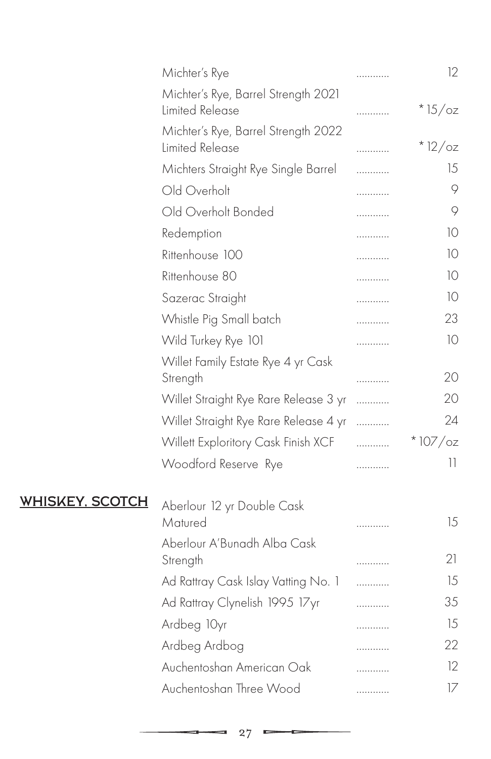| Item | Price |
| --- | --- |
| Michter's Rye | 12 |
| Michter's Rye, Barrel Strength 2021 Limited Release | *15/oz |
| Michter's Rye, Barrel Strength 2022 Limited Release | *12/oz |
| Michters Straight Rye Single Barrel | 15 |
| Old Overholt | 9 |
| Old Overholt Bonded | 9 |
| Redemption | 10 |
| Rittenhouse 100 | 10 |
| Rittenhouse 80 | 10 |
| Sazerac Straight | 10 |
| Whistle Pig Small batch | 23 |
| Wild Turkey Rye 101 | 10 |
| Willet Family Estate Rye 4 yr Cask Strength | 20 |
| Willet Straight Rye Rare Release 3 yr | 20 |
| Willet Straight Rye Rare Release 4 yr | 24 |
| Willett Exploritory Cask Finish XCF | *107/oz |
| Woodford Reserve Rye | 11 |

## WHISKEY, SCOTCH

| Item | Price |
| --- | --- |
| Aberlour 12 yr Double Cask Matured | 15 |
| Aberlour A'Bunadh Alba Cask Strength | 21 |
| Ad Rattray Cask Islay Vatting No. 1 | 15 |
| Ad Rattray Clynelish 1995 17yr | 35 |
| Ardbeg 10yr | 15 |
| Ardbeg Ardbog | 22 |
| Auchentoshan American Oak | 12 |
| Auchentoshan Three Wood | 17 |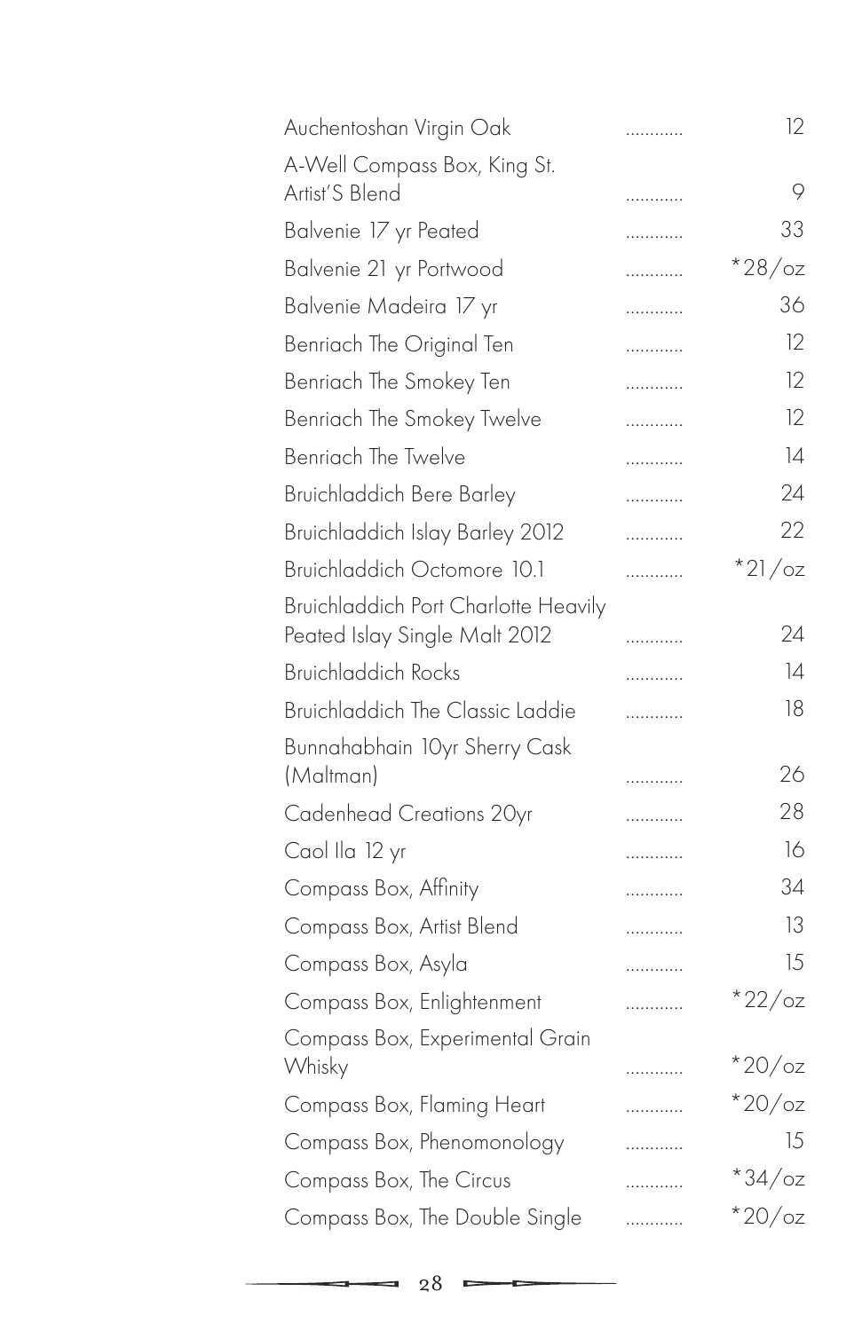| Item | | Price |
|---|---|---|
| Auchentoshan Virgin Oak | ............ | 12 |
| A-Well Compass Box, King St. Artist'S Blend | ............ | 9 |
| Balvenie 17 yr Peated | ............ | 33 |
| Balvenie 21 yr Portwood | ............ | *28/oz |
| Balvenie Madeira 17 yr | ............ | 36 |
| Benriach The Original Ten | ............ | 12 |
| Benriach The Smokey Ten | ............ | 12 |
| Benriach The Smokey Twelve | ............ | 12 |
| Benriach The Twelve | ............ | 14 |
| Bruichladdich Bere Barley | ............ | 24 |
| Bruichladdich Islay Barley 2012 | ............ | 22 |
| Bruichladdich Octomore 10.1 | ............ | *21/oz |
| Bruichladdich Port Charlotte Heavily Peated Islay Single Malt 2012 | ............ | 24 |
| Bruichladdich Rocks | ............ | 14 |
| Bruichladdich The Classic Laddie | ............ | 18 |
| Bunnahabhain 10yr Sherry Cask (Maltman) | ............ | 26 |
| Cadenhead Creations 20yr | ............ | 28 |
| Caol Ila 12 yr | ............ | 16 |
| Compass Box, Affinity | ............ | 34 |
| Compass Box, Artist Blend | ............ | 13 |
| Compass Box, Asyla | ............ | 15 |
| Compass Box, Enlightenment | ............ | *22/oz |
| Compass Box, Experimental Grain Whisky | ............ | *20/oz |
| Compass Box, Flaming Heart | ............ | *20/oz |
| Compass Box, Phenomonology | ............ | 15 |
| Compass Box, The Circus | ............ | *34/oz |
| Compass Box, The Double Single | ............ | *20/oz |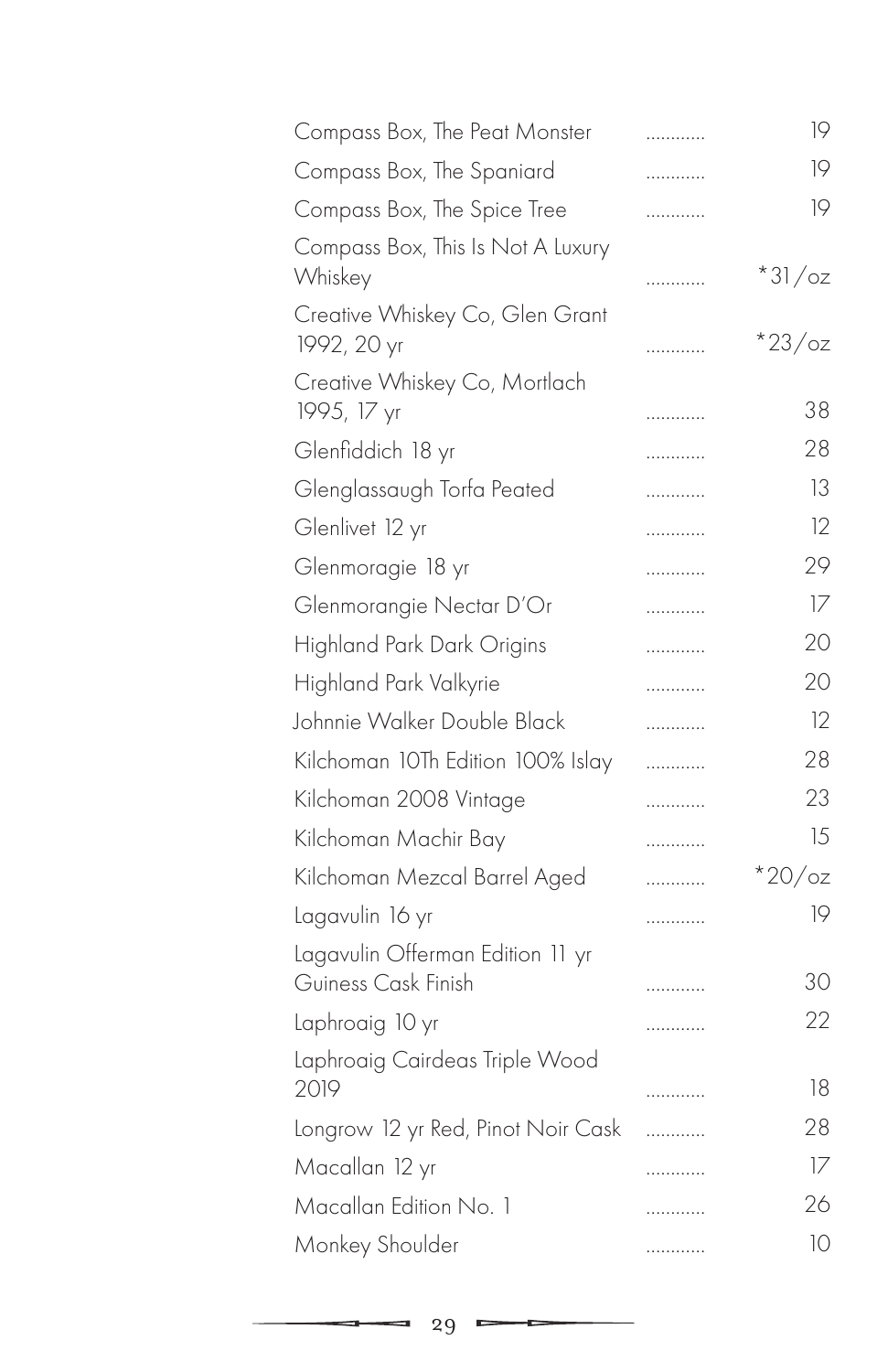| | | |
|---|---|---|
| Compass Box, The Peat Monster | ............ | 19 |
| Compass Box, The Spaniard | ............ | 19 |
| Compass Box, The Spice Tree | ............ | 19 |
| Compass Box, This Is Not A Luxury Whiskey | ............ | *31/oz |
| Creative Whiskey Co, Glen Grant 1992, 20 yr | ............ | *23/oz |
| Creative Whiskey Co, Mortlach 1995, 17 yr | ............ | 38 |
| Glenfiddich 18 yr | ............ | 28 |
| Glenglassaugh Torfa Peated | ............ | 13 |
| Glenlivet 12 yr | ............ | 12 |
| Glenmoragie 18 yr | ............ | 29 |
| Glenmorangie Nectar D'Or | ............ | 17 |
| Highland Park Dark Origins | ............ | 20 |
| Highland Park Valkyrie | ............ | 20 |
| Johnnie Walker Double Black | ............ | 12 |
| Kilchoman 10Th Edition 100% Islay | ............ | 28 |
| Kilchoman 2008 Vintage | ............ | 23 |
| Kilchoman Machir Bay | ............ | 15 |
| Kilchoman Mezcal Barrel Aged | ............ | *20/oz |
| Lagavulin 16 yr | ............ | 19 |
| Lagavulin Offerman Edition 11 yr Guiness Cask Finish | ............ | 30 |
| Laphroaig 10 yr | ............ | 22 |
| Laphroaig Cairdeas Triple Wood 2019 | ............ | 18 |
| Longrow 12 yr Red, Pinot Noir Cask | ............ | 28 |
| Macallan 12 yr | ............ | 17 |
| Macallan Edition No. 1 | ............ | 26 |
| Monkey Shoulder | ............ | 10 |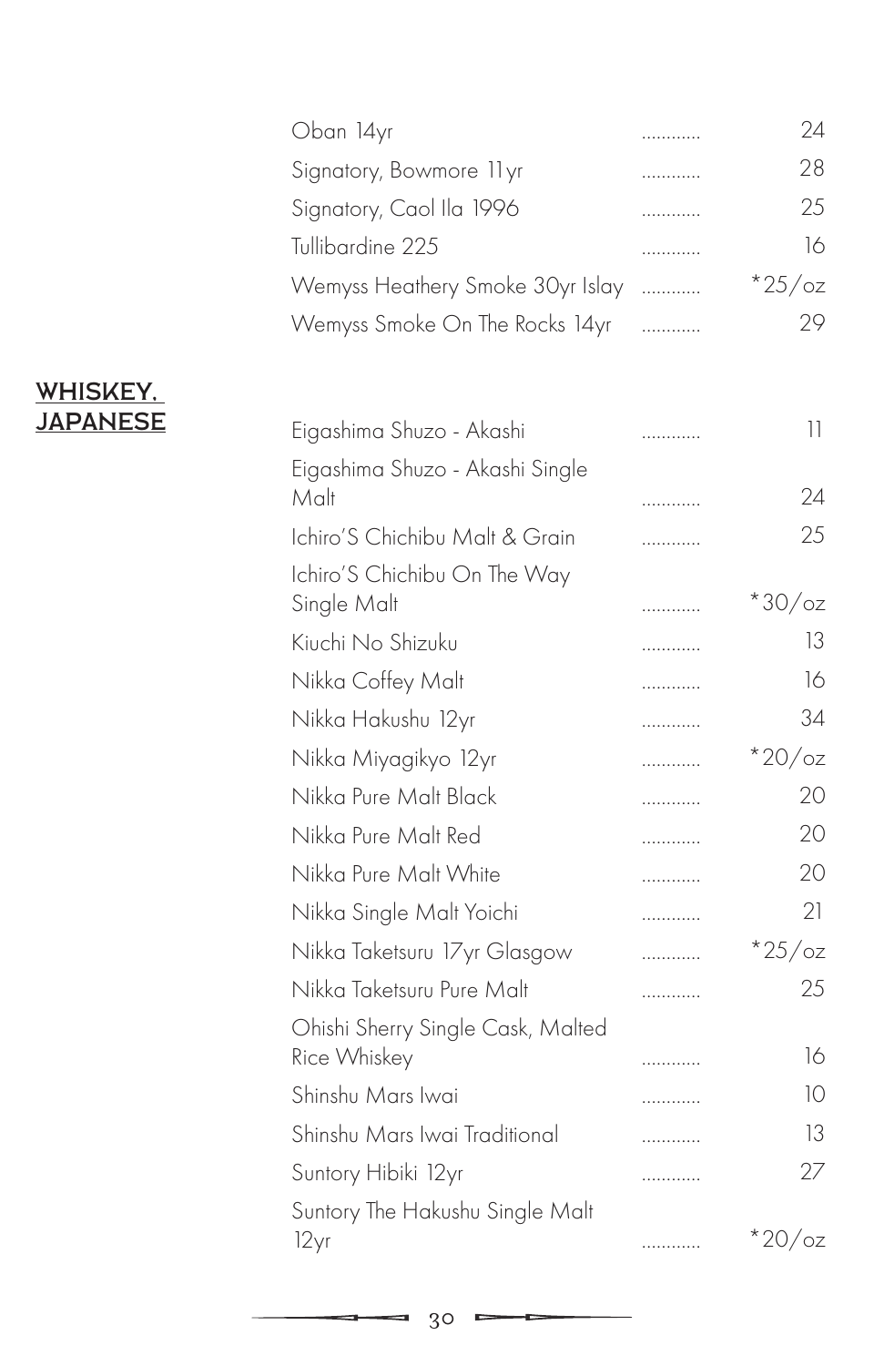| | |
|---|---|
| Oban 14yr | 24 |
| Signatory, Bowmore 11yr | 28 |
| Signatory, Caol Ila 1996 | 25 |
| Tullibardine 225 | 16 |
| Wemyss Heathery Smoke 30yr Islay | *25/oz |
| Wemyss Smoke On The Rocks 14yr | 29 |

## WHISKEY, JAPANESE

| | |
|---|---|
| Eigashima Shuzo - Akashi | 11 |
| Eigashima Shuzo - Akashi Single Malt | 24 |
| Ichiro'S Chichibu Malt & Grain | 25 |
| Ichiro'S Chichibu On The Way Single Malt | *30/oz |
| Kiuchi No Shizuku | 13 |
| Nikka Coffey Malt | 16 |
| Nikka Hakushu 12yr | 34 |
| Nikka Miyagikyo 12yr | *20/oz |
| Nikka Pure Malt Black | 20 |
| Nikka Pure Malt Red | 20 |
| Nikka Pure Malt White | 20 |
| Nikka Single Malt Yoichi | 21 |
| Nikka Taketsuru 17yr Glasgow | *25/oz |
| Nikka Taketsuru Pure Malt | 25 |
| Ohishi Sherry Single Cask, Malted Rice Whiskey | 16 |
| Shinshu Mars Iwai | 10 |
| Shinshu Mars Iwai Traditional | 13 |
| Suntory Hibiki 12yr | 27 |
| Suntory The Hakushu Single Malt 12yr | *20/oz |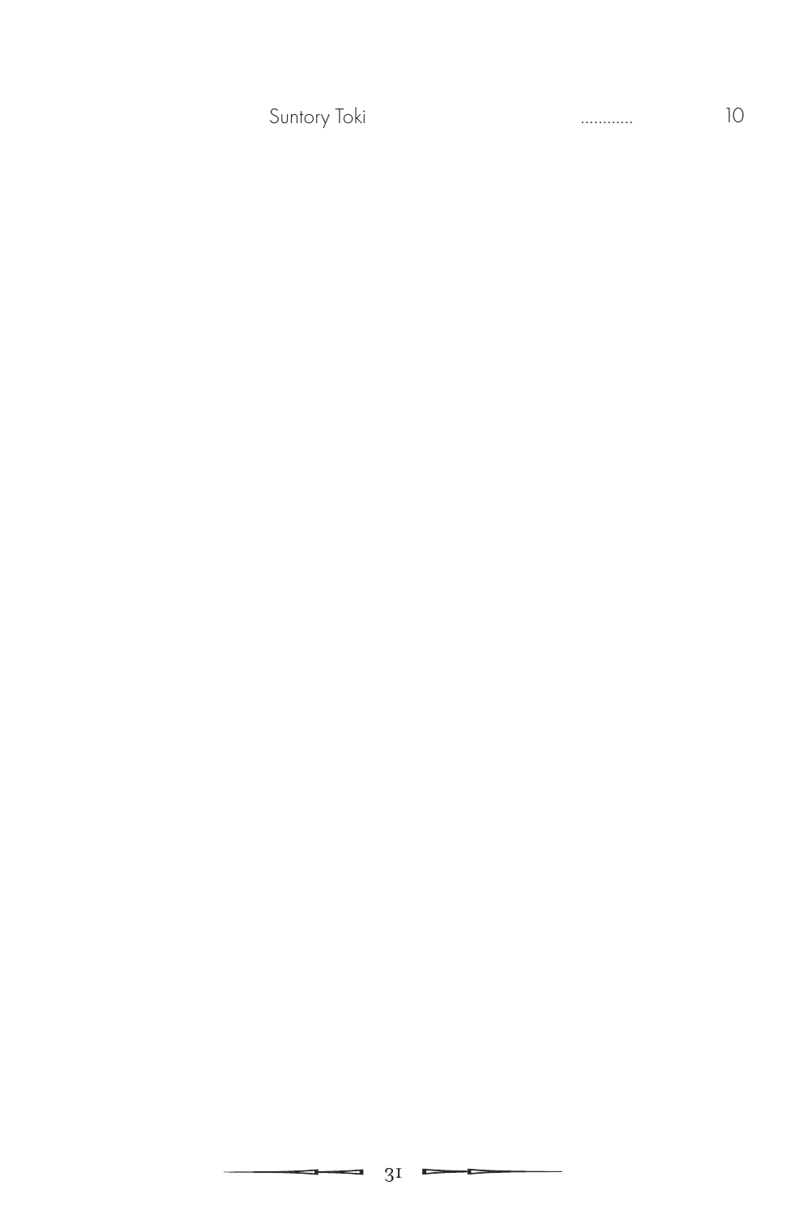Suntory Toki ........... 10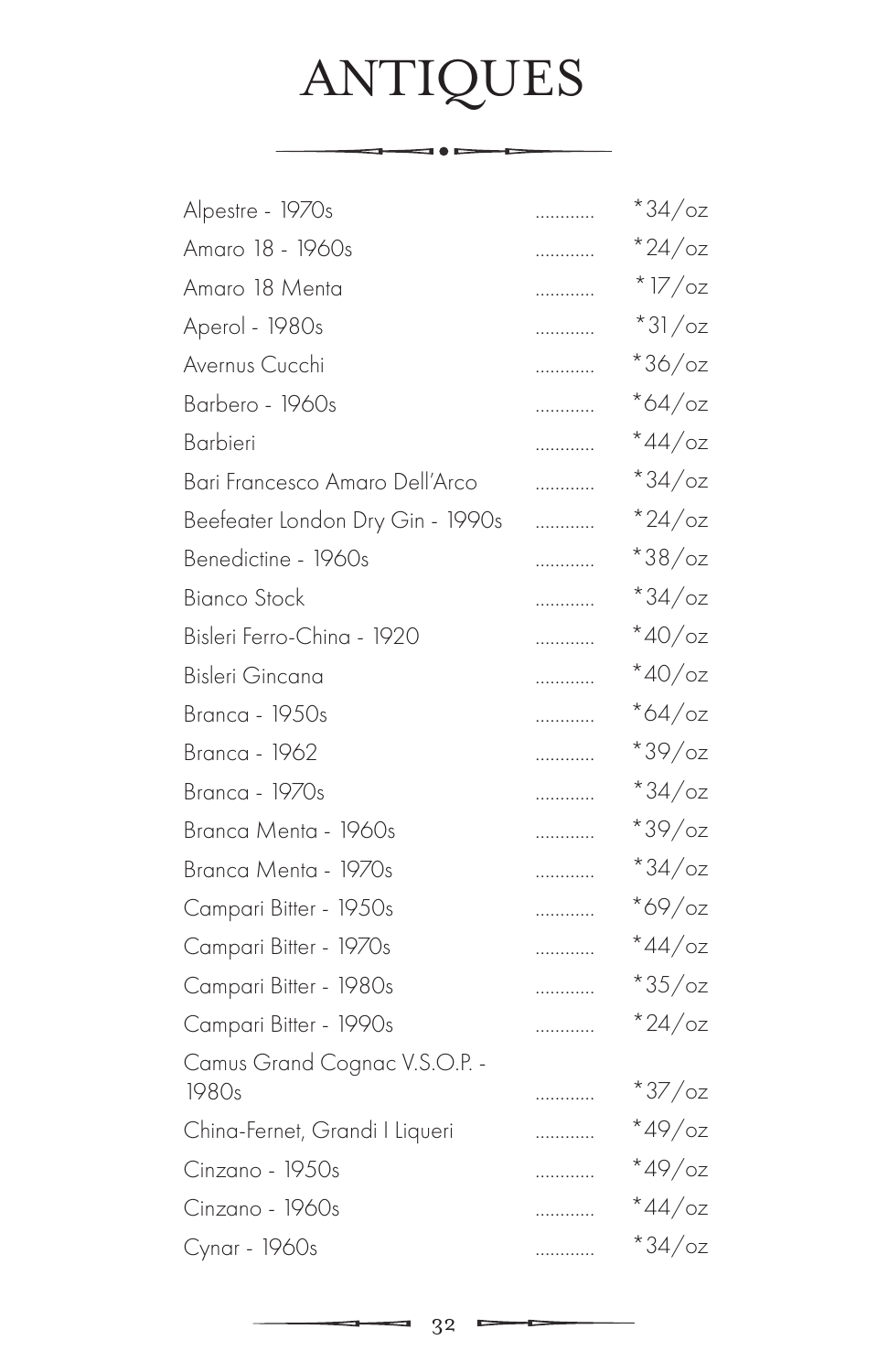# ANTIQUES

| Item | Price |
|---|---|
| Alpestre - 1970s | *34/oz |
| Amaro 18 - 1960s | *24/oz |
| Amaro 18 Menta | *17/oz |
| Aperol - 1980s | *31/oz |
| Avernus Cucchi | *36/oz |
| Barbero - 1960s | *64/oz |
| Barbieri | *44/oz |
| Bari Francesco Amaro Dell'Arco | *34/oz |
| Beefeater London Dry Gin - 1990s | *24/oz |
| Benedictine - 1960s | *38/oz |
| Bianco Stock | *34/oz |
| Bisleri Ferro-China - 1920 | *40/oz |
| Bisleri Gincana | *40/oz |
| Branca - 1950s | *64/oz |
| Branca - 1962 | *39/oz |
| Branca - 1970s | *34/oz |
| Branca Menta - 1960s | *39/oz |
| Branca Menta - 1970s | *34/oz |
| Campari Bitter - 1950s | *69/oz |
| Campari Bitter - 1970s | *44/oz |
| Campari Bitter - 1980s | *35/oz |
| Campari Bitter - 1990s | *24/oz |
| Camus Grand Cognac V.S.O.P. - 1980s | *37/oz |
| China-Fernet, Grandi I Liqueri | *49/oz |
| Cinzano - 1950s | *49/oz |
| Cinzano - 1960s | *44/oz |
| Cynar - 1960s | *34/oz |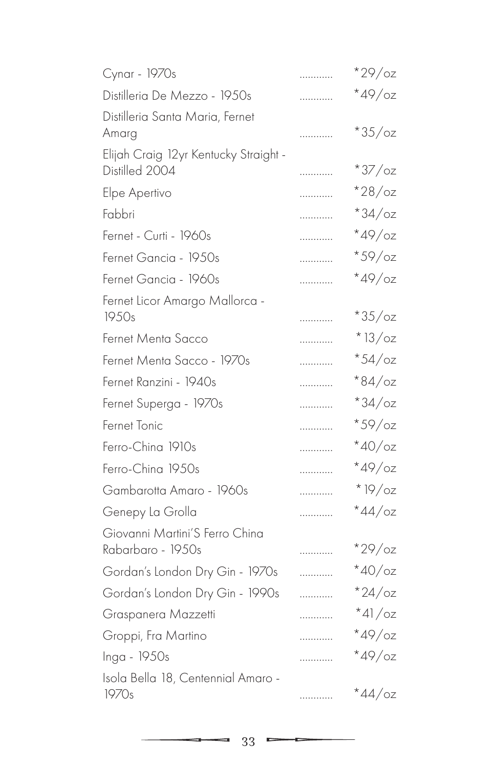| Item | | Price |
| --- | --- | --- |
| Cynar - 1970s | ............ | *29/oz |
| Distilleria De Mezzo - 1950s | ............ | *49/oz |
| Distilleria Santa Maria, Fernet Amarg | ............ | *35/oz |
| Elijah Craig 12yr Kentucky Straight - Distilled 2004 | ............ | *37/oz |
| Elpe Apertivo | ............ | *28/oz |
| Fabbri | ............ | *34/oz |
| Fernet - Curti - 1960s | ............ | *49/oz |
| Fernet Gancia - 1950s | ............ | *59/oz |
| Fernet Gancia - 1960s | ............ | *49/oz |
| Fernet Licor Amargo Mallorca - 1950s | ............ | *35/oz |
| Fernet Menta Sacco | ............ | *13/oz |
| Fernet Menta Sacco - 1970s | ............ | *54/oz |
| Fernet Ranzini - 1940s | ............ | *84/oz |
| Fernet Superga - 1970s | ............ | *34/oz |
| Fernet Tonic | ............ | *59/oz |
| Ferro-China 1910s | ............ | *40/oz |
| Ferro-China 1950s | ............ | *49/oz |
| Gambarotta Amaro - 1960s | ............ | *19/oz |
| Genepy La Grolla | ............ | *44/oz |
| Giovanni Martini'S Ferro China Rabarbaro - 1950s | ............ | *29/oz |
| Gordan's London Dry Gin - 1970s | ............ | *40/oz |
| Gordan's London Dry Gin - 1990s | ............ | *24/oz |
| Graspanera Mazzetti | ............ | *41/oz |
| Groppi, Fra Martino | ............ | *49/oz |
| Inga - 1950s | ............ | *49/oz |
| Isola Bella 18, Centennial Amaro - 1970s | ............ | *44/oz |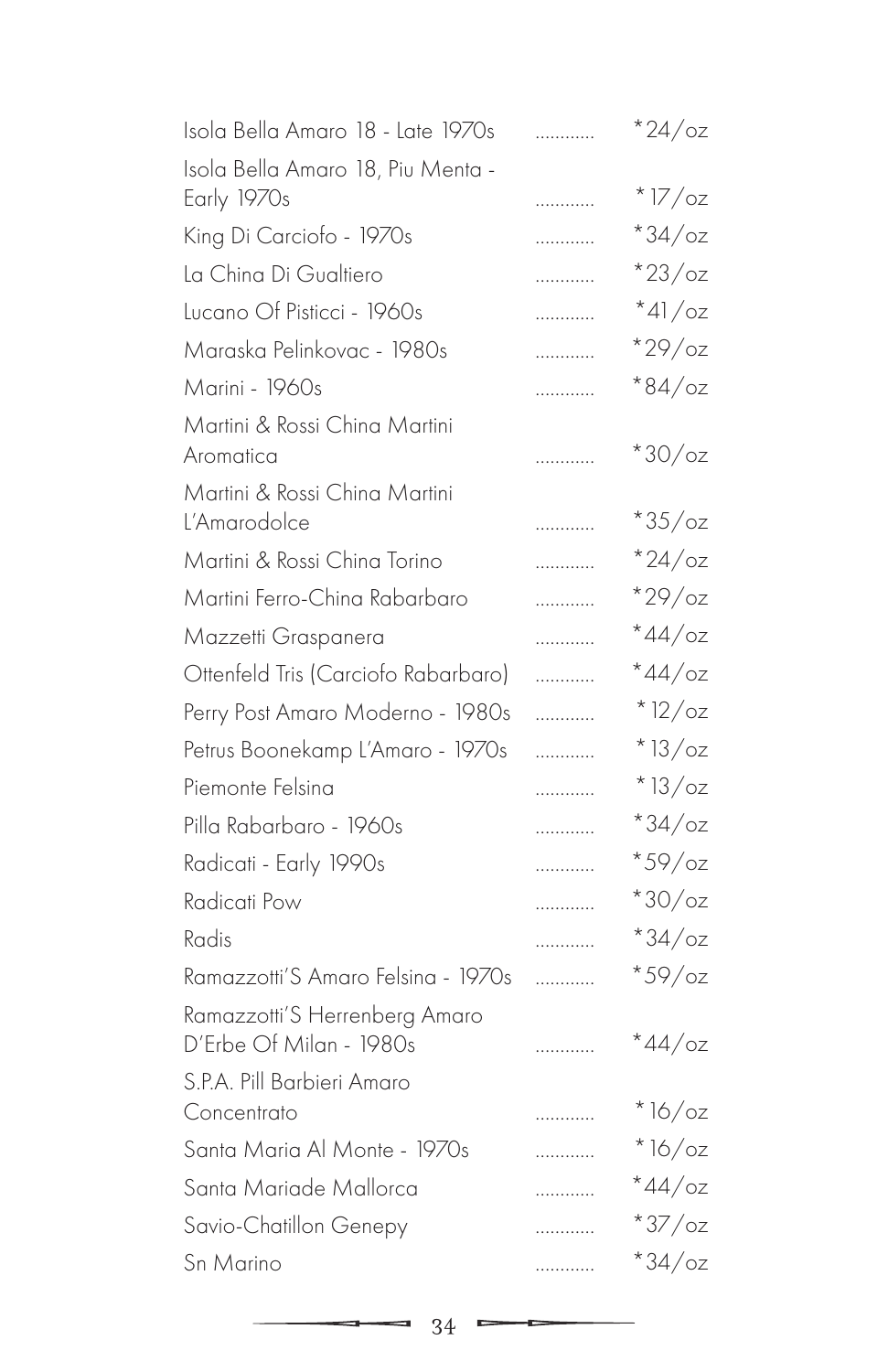| | |
|---|---|
| Isola Bella Amaro 18 - Late 1970s | *24/oz |
| Isola Bella Amaro 18, Piu Menta - Early 1970s | *17/oz |
| King Di Carciofo - 1970s | *34/oz |
| La China Di Gualtiero | *23/oz |
| Lucano Of Pisticci - 1960s | *41/oz |
| Maraska Pelinkovac - 1980s | *29/oz |
| Marini - 1960s | *84/oz |
| Martini & Rossi China Martini Aromatica | *30/oz |
| Martini & Rossi China Martini L'Amarodolce | *35/oz |
| Martini & Rossi China Torino | *24/oz |
| Martini Ferro-China Rabarbaro | *29/oz |
| Mazzetti Graspanera | *44/oz |
| Ottenfeld Tris (Carciofo Rabarbaro) | *44/oz |
| Perry Post Amaro Moderno - 1980s | *12/oz |
| Petrus Boonekamp L'Amaro - 1970s | *13/oz |
| Piemonte Felsina | *13/oz |
| Pilla Rabarbaro - 1960s | *34/oz |
| Radicati - Early 1990s | *59/oz |
| Radicati Pow | *30/oz |
| Radis | *34/oz |
| Ramazzotti'S Amaro Felsina - 1970s | *59/oz |
| Ramazzotti'S Herrenberg Amaro D'Erbe Of Milan - 1980s | *44/oz |
| S.P.A. Pill Barbieri Amaro Concentrato | *16/oz |
| Santa Maria Al Monte - 1970s | *16/oz |
| Santa Mariade Mallorca | *44/oz |
| Savio-Chatillon Genepy | *37/oz |
| Sn Marino | *34/oz |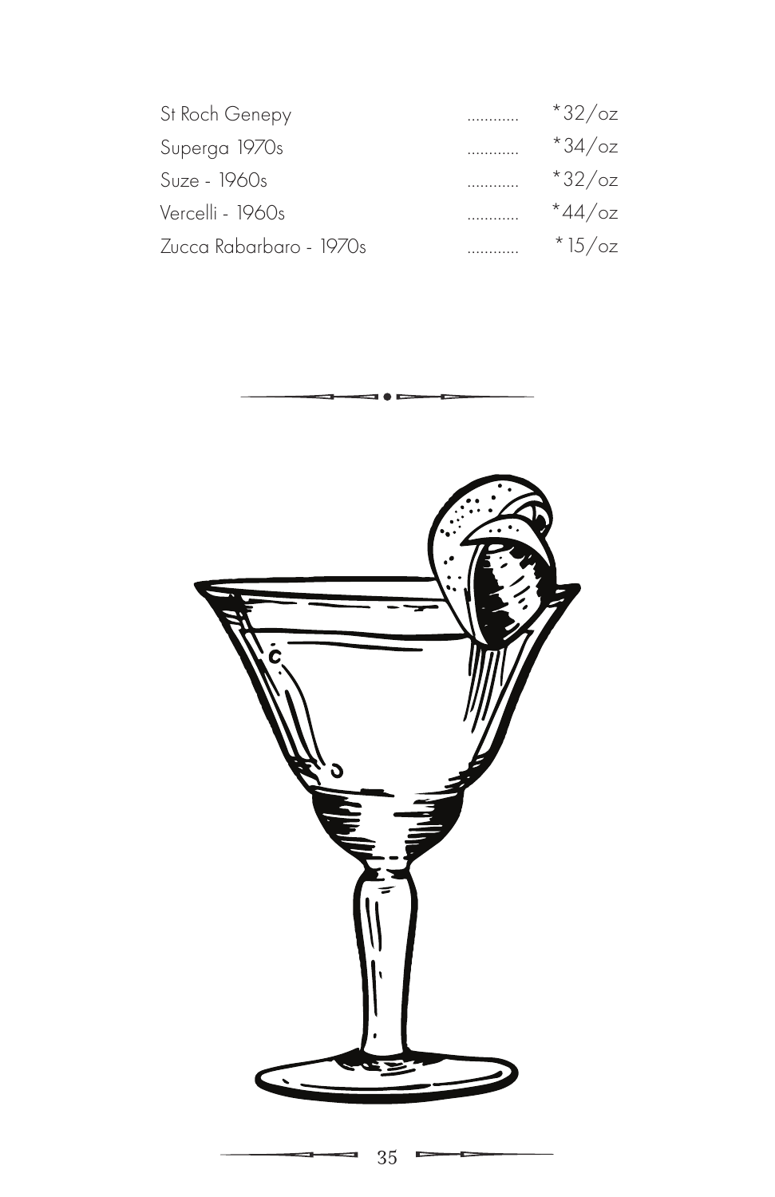| | | |
|---|---|---|
| St Roch Genepy | ............ | *32/oz |
| Superga 1970s | ............ | *34/oz |
| Suze - 1960s | ............ | *32/oz |
| Vercelli - 1960s | ............ | *44/oz |
| Zucca Rabarbaro - 1970s | ............ | *15/oz |